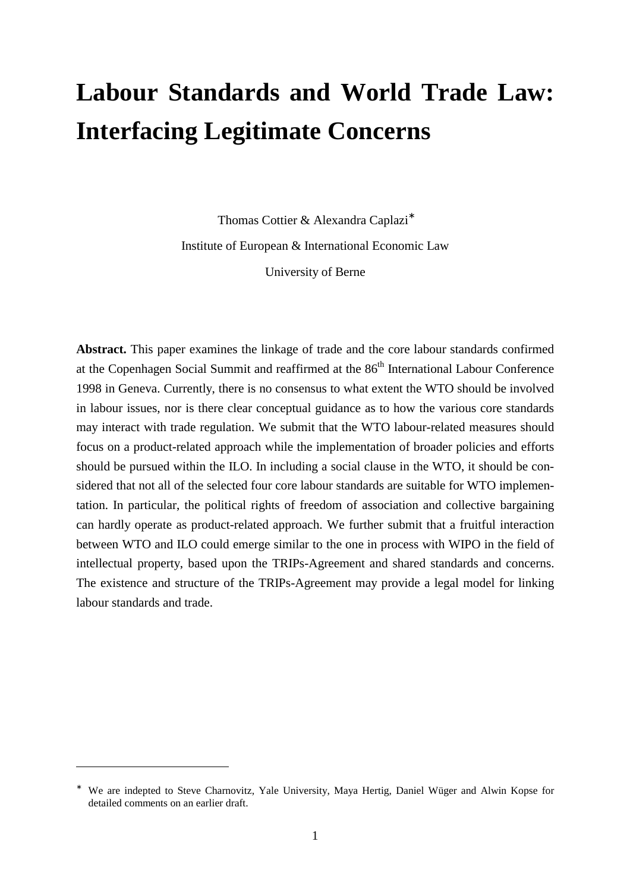# Labour Standards and World Trade Law: Interfacing Legitimate Concerns

Thomas Cottier & Alexandra Caplazi*

Institute of European & International Economic Law

University of Berne

**Abstract.** This paper examines the linkage of trade and the core labour standards confirmed at the Copenhagen Social Summit and reaffirmed at the 86th International Labour Conference 1998 in Geneva. Currently, there is no consensus to what extent the WTO should be involved in labour issues, nor is there clear conceptual guidance as to how the various core standards may interact with trade regulation. We submit that the WTO labour-related measures should focus on a product-related approach while the implementation of broader policies and efforts should be pursued within the ILO. In including a social clause in the WTO, it should be considered that not all of the selected four core labour standards are suitable for WTO implementation. In particular, the political rights of freedom of association and collective bargaining can hardly operate as product-related approach. We further submit that a fruitful interaction between WTO and ILO could emerge similar to the one in process with WIPO in the field of intellectual property, based upon the TRIPs-Agreement and shared standards and concerns. The existence and structure of the TRIPs-Agreement may provide a legal model for linking labour standards and trade.

---

* We are indepted to Steve Charnovitz, Yale University, Maya Hertig, Daniel Wüger and Alwin Kopse for detailed comments on an earlier draft.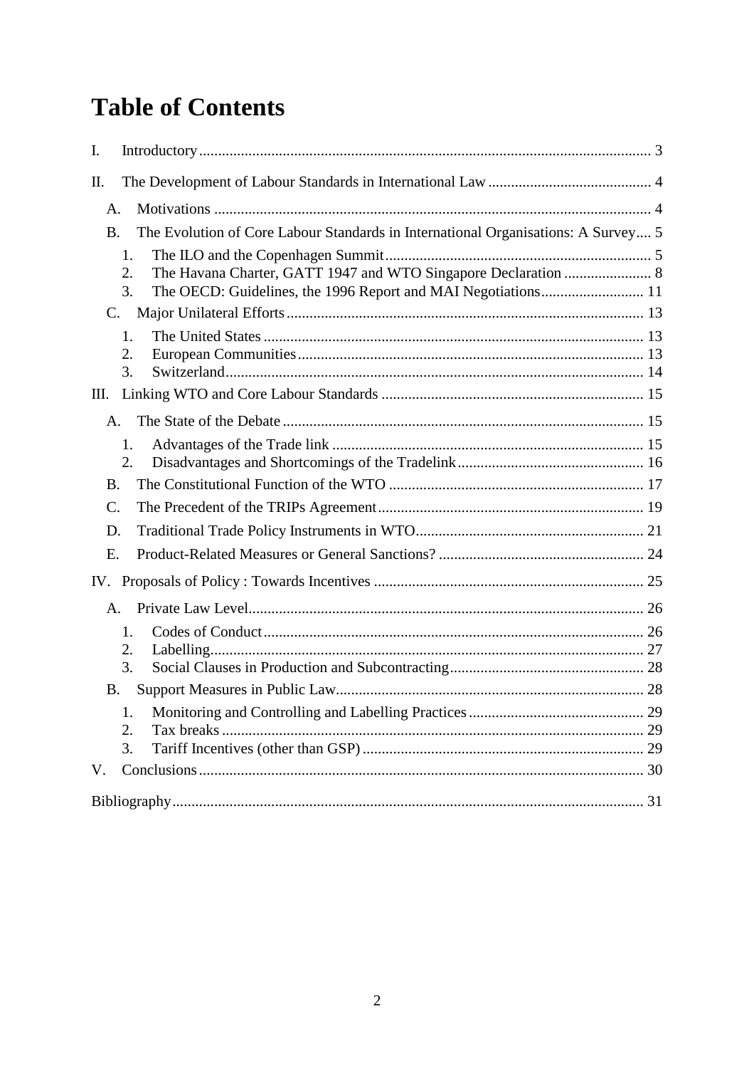# Table of Contents

I. Introductory ... 3

II. The Development of Labour Standards in International Law ... 4

- A. Motivations ... 4
- B. The Evolution of Core Labour Standards in International Organisations: A Survey ... 5
  1. The ILO and the Copenhagen Summit ... 5
  2. The Havana Charter, GATT 1947 and WTO Singapore Declaration ... 8
  3. The OECD: Guidelines, the 1996 Report and MAI Negotiations ... 11
- C. Major Unilateral Efforts ... 13
  1. The United States ... 13
  2. European Communities ... 13
  3. Switzerland ... 14

III. Linking WTO and Core Labour Standards ... 15

- A. The State of the Debate ... 15
  1. Advantages of the Trade link ... 15
  2. Disadvantages and Shortcomings of the Tradelink ... 16
- B. The Constitutional Function of the WTO ... 17
- C. The Precedent of the TRIPs Agreement ... 19
- D. Traditional Trade Policy Instruments in WTO ... 21
- E. Product-Related Measures or General Sanctions? ... 24

IV. Proposals of Policy : Towards Incentives ... 25

- A. Private Law Level ... 26
  1. Codes of Conduct ... 26
  2. Labelling ... 27
  3. Social Clauses in Production and Subcontracting ... 28
- B. Support Measures in Public Law ... 28
  1. Monitoring and Controlling and Labelling Practices ... 29
  2. Tax breaks ... 29
  3. Tariff Incentives (other than GSP) ... 29

V. Conclusions ... 30

Bibliography ... 31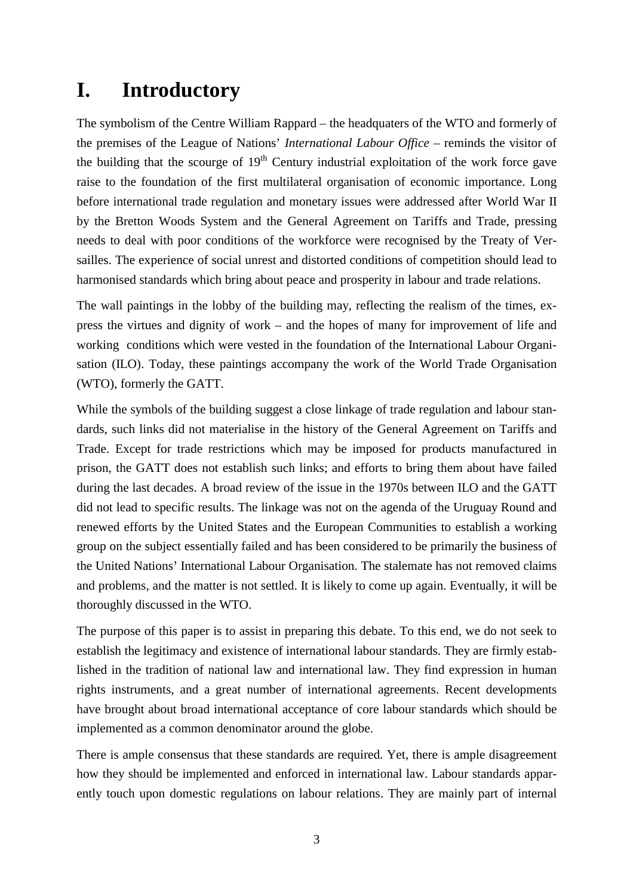# I. Introductory

The symbolism of the Centre William Rappard – the headquaters of the WTO and formerly of the premises of the League of Nations' *International Labour Office* – reminds the visitor of the building that the scourge of 19th Century industrial exploitation of the work force gave raise to the foundation of the first multilateral organisation of economic importance. Long before international trade regulation and monetary issues were addressed after World War II by the Bretton Woods System and the General Agreement on Tariffs and Trade, pressing needs to deal with poor conditions of the workforce were recognised by the Treaty of Versailles. The experience of social unrest and distorted conditions of competition should lead to harmonised standards which bring about peace and prosperity in labour and trade relations.

The wall paintings in the lobby of the building may, reflecting the realism of the times, express the virtues and dignity of work – and the hopes of many for improvement of life and working conditions which were vested in the foundation of the International Labour Organisation (ILO). Today, these paintings accompany the work of the World Trade Organisation (WTO), formerly the GATT.

While the symbols of the building suggest a close linkage of trade regulation and labour standards, such links did not materialise in the history of the General Agreement on Tariffs and Trade. Except for trade restrictions which may be imposed for products manufactured in prison, the GATT does not establish such links; and efforts to bring them about have failed during the last decades. A broad review of the issue in the 1970s between ILO and the GATT did not lead to specific results. The linkage was not on the agenda of the Uruguay Round and renewed efforts by the United States and the European Communities to establish a working group on the subject essentially failed and has been considered to be primarily the business of the United Nations' International Labour Organisation. The stalemate has not removed claims and problems, and the matter is not settled. It is likely to come up again. Eventually, it will be thoroughly discussed in the WTO.

The purpose of this paper is to assist in preparing this debate. To this end, we do not seek to establish the legitimacy and existence of international labour standards. They are firmly established in the tradition of national law and international law. They find expression in human rights instruments, and a great number of international agreements. Recent developments have brought about broad international acceptance of core labour standards which should be implemented as a common denominator around the globe.

There is ample consensus that these standards are required. Yet, there is ample disagreement how they should be implemented and enforced in international law. Labour standards apparently touch upon domestic regulations on labour relations. They are mainly part of internal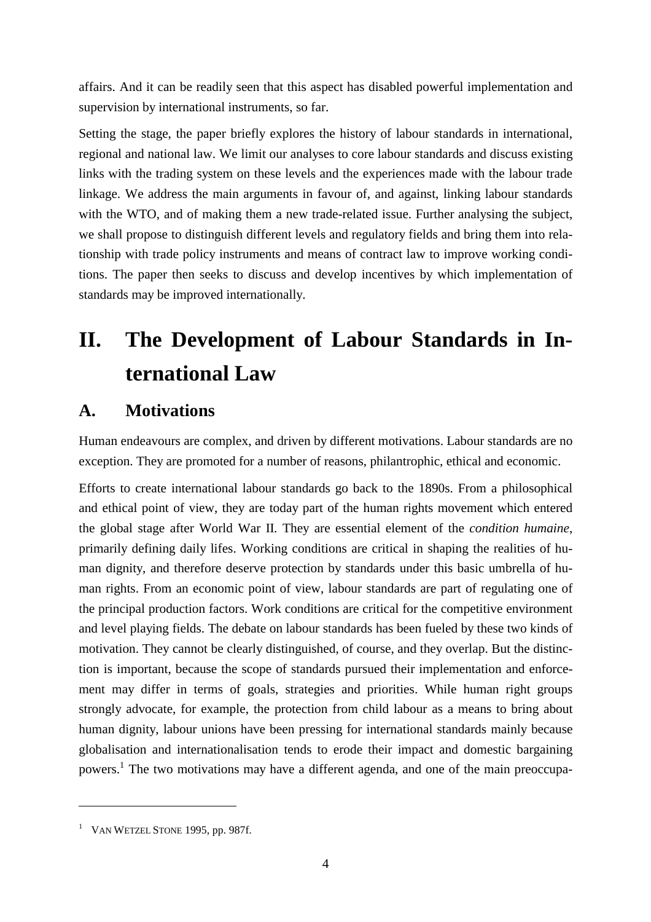affairs. And it can be readily seen that this aspect has disabled powerful implementation and supervision by international instruments, so far.

Setting the stage, the paper briefly explores the history of labour standards in international, regional and national law. We limit our analyses to core labour standards and discuss existing links with the trading system on these levels and the experiences made with the labour trade linkage. We address the main arguments in favour of, and against, linking labour standards with the WTO, and of making them a new trade-related issue. Further analysing the subject, we shall propose to distinguish different levels and regulatory fields and bring them into relationship with trade policy instruments and means of contract law to improve working conditions. The paper then seeks to discuss and develop incentives by which implementation of standards may be improved internationally.

# II. The Development of Labour Standards in International Law

## A. Motivations

Human endeavours are complex, and driven by different motivations. Labour standards are no exception. They are promoted for a number of reasons, philantrophic, ethical and economic.

Efforts to create international labour standards go back to the 1890s. From a philosophical and ethical point of view, they are today part of the human rights movement which entered the global stage after World War II. They are essential element of the *condition humaine*, primarily defining daily lifes. Working conditions are critical in shaping the realities of human dignity, and therefore deserve protection by standards under this basic umbrella of human rights. From an economic point of view, labour standards are part of regulating one of the principal production factors. Work conditions are critical for the competitive environment and level playing fields. The debate on labour standards has been fueled by these two kinds of motivation. They cannot be clearly distinguished, of course, and they overlap. But the distinction is important, because the scope of standards pursued their implementation and enforcement may differ in terms of goals, strategies and priorities. While human right groups strongly advocate, for example, the protection from child labour as a means to bring about human dignity, labour unions have been pressing for international standards mainly because globalisation and internationalisation tends to erode their impact and domestic bargaining powers.[1] The two motivations may have a different agenda, and one of the main preoccupa-

[1] VAN WETZEL STONE 1995, pp. 987f.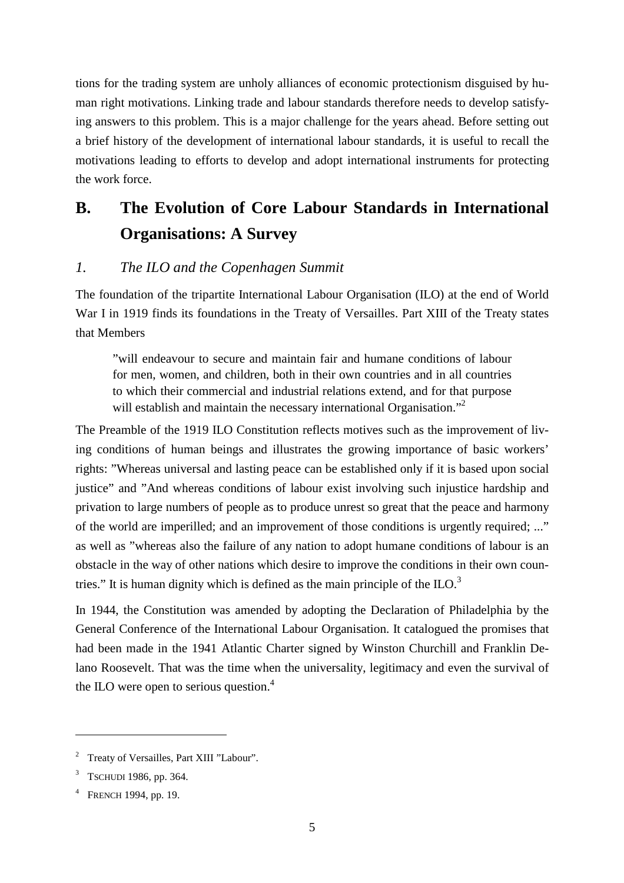tions for the trading system are unholy alliances of economic protectionism disguised by human right motivations. Linking trade and labour standards therefore needs to develop satisfying answers to this problem. This is a major challenge for the years ahead. Before setting out a brief history of the development of international labour standards, it is useful to recall the motivations leading to efforts to develop and adopt international instruments for protecting the work force.

## B. The Evolution of Core Labour Standards in International Organisations: A Survey

### *1. The ILO and the Copenhagen Summit*

The foundation of the tripartite International Labour Organisation (ILO) at the end of World War I in 1919 finds its foundations in the Treaty of Versailles. Part XIII of the Treaty states that Members

> ”will endeavour to secure and maintain fair and humane conditions of labour for men, women, and children, both in their own countries and in all countries to which their commercial and industrial relations extend, and for that purpose will establish and maintain the necessary international Organisation.”[2]

The Preamble of the 1919 ILO Constitution reflects motives such as the improvement of living conditions of human beings and illustrates the growing importance of basic workers' rights: ”Whereas universal and lasting peace can be established only if it is based upon social justice” and ”And whereas conditions of labour exist involving such injustice hardship and privation to large numbers of people as to produce unrest so great that the peace and harmony of the world are imperilled; and an improvement of those conditions is urgently required; ...” as well as ”whereas also the failure of any nation to adopt humane conditions of labour is an obstacle in the way of other nations which desire to improve the conditions in their own countries.” It is human dignity which is defined as the main principle of the ILO.[3]

In 1944, the Constitution was amended by adopting the Declaration of Philadelphia by the General Conference of the International Labour Organisation. It catalogued the promises that had been made in the 1941 Atlantic Charter signed by Winston Churchill and Franklin Delano Roosevelt. That was the time when the universality, legitimacy and even the survival of the ILO were open to serious question.[4]

---

[2] Treaty of Versailles, Part XIII ”Labour”.

[3] TSCHUDI 1986, pp. 364.

[4] FRENCH 1994, pp. 19.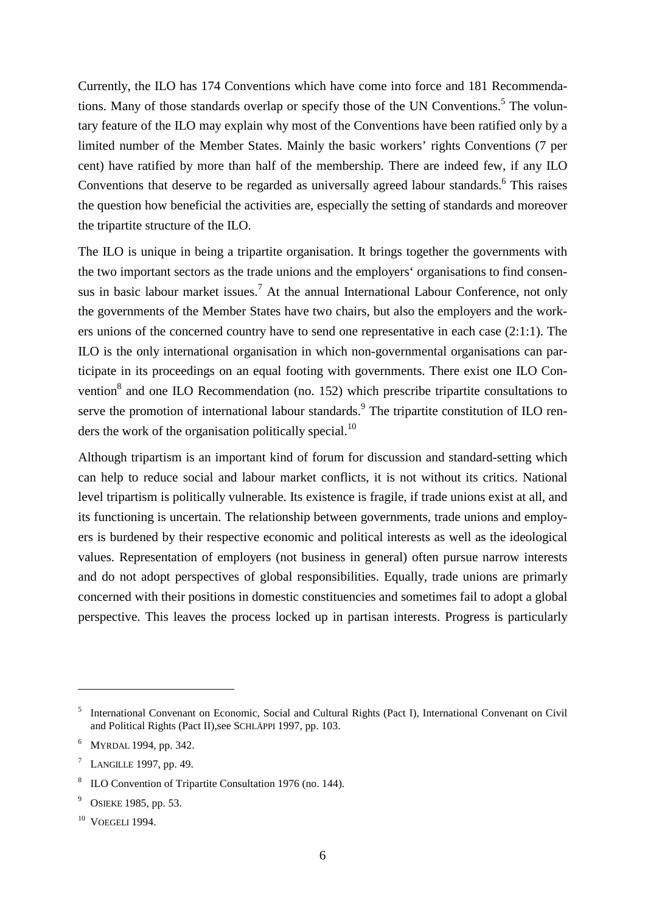Currently, the ILO has 174 Conventions which have come into force and 181 Recommendations. Many of those standards overlap or specify those of the UN Conventions.[5] The voluntary feature of the ILO may explain why most of the Conventions have been ratified only by a limited number of the Member States. Mainly the basic workers' rights Conventions (7 per cent) have ratified by more than half of the membership. There are indeed few, if any ILO Conventions that deserve to be regarded as universally agreed labour standards.[6] This raises the question how beneficial the activities are, especially the setting of standards and moreover the tripartite structure of the ILO.

The ILO is unique in being a tripartite organisation. It brings together the governments with the two important sectors as the trade unions and the employers' organisations to find consensus in basic labour market issues.[7] At the annual International Labour Conference, not only the governments of the Member States have two chairs, but also the employers and the workers unions of the concerned country have to send one representative in each case (2:1:1). The ILO is the only international organisation in which non-governmental organisations can participate in its proceedings on an equal footing with governments. There exist one ILO Convention[8] and one ILO Recommendation (no. 152) which prescribe tripartite consultations to serve the promotion of international labour standards.[9] The tripartite constitution of ILO renders the work of the organisation politically special.[10]

Although tripartism is an important kind of forum for discussion and standard-setting which can help to reduce social and labour market conflicts, it is not without its critics. National level tripartism is politically vulnerable. Its existence is fragile, if trade unions exist at all, and its functioning is uncertain. The relationship between governments, trade unions and employers is burdened by their respective economic and political interests as well as the ideological values. Representation of employers (not business in general) often pursue narrow interests and do not adopt perspectives of global responsibilities. Equally, trade unions are primarily concerned with their positions in domestic constituencies and sometimes fail to adopt a global perspective. This leaves the process locked up in partisan interests. Progress is particularly

---

[5] International Convenant on Economic, Social and Cultural Rights (Pact I), International Convenant on Civil and Political Rights (Pact II),see SCHLÄPPI 1997, pp. 103.

[6] MYRDAL 1994, pp. 342.

[7] LANGILLE 1997, pp. 49.

[8] ILO Convention of Tripartite Consultation 1976 (no. 144).

[9] OSIEKE 1985, pp. 53.

[10] VOEGELI 1994.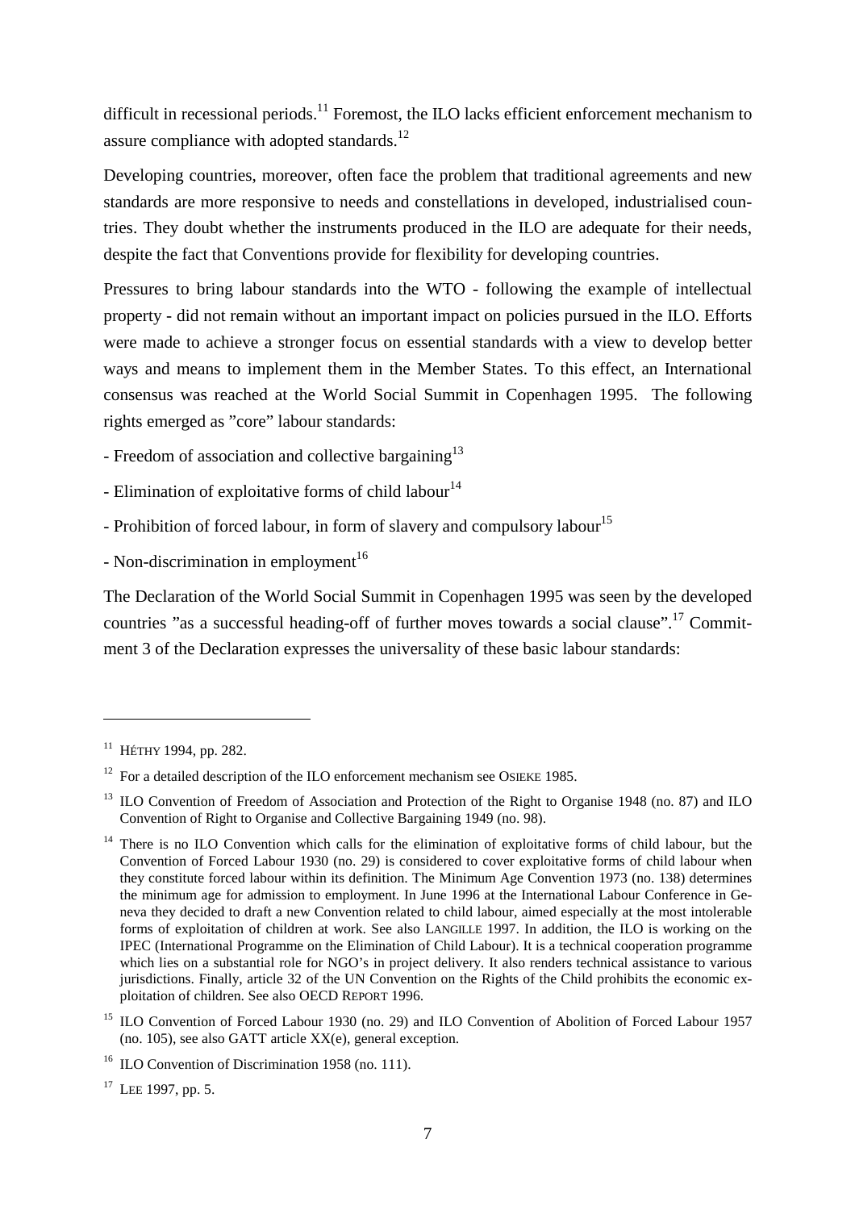difficult in recessional periods.[11] Foremost, the ILO lacks efficient enforcement mechanism to assure compliance with adopted standards.[12]

Developing countries, moreover, often face the problem that traditional agreements and new standards are more responsive to needs and constellations in developed, industrialised countries. They doubt whether the instruments produced in the ILO are adequate for their needs, despite the fact that Conventions provide for flexibility for developing countries.

Pressures to bring labour standards into the WTO - following the example of intellectual property - did not remain without an important impact on policies pursued in the ILO. Efforts were made to achieve a stronger focus on essential standards with a view to develop better ways and means to implement them in the Member States. To this effect, an International consensus was reached at the World Social Summit in Copenhagen 1995. The following rights emerged as "core" labour standards:

- Freedom of association and collective bargaining[13]
- Elimination of exploitative forms of child labour[14]
- Prohibition of forced labour, in form of slavery and compulsory labour[15]
- Non-discrimination in employment[16]

The Declaration of the World Social Summit in Copenhagen 1995 was seen by the developed countries "as a successful heading-off of further moves towards a social clause".[17] Commitment 3 of the Declaration expresses the universality of these basic labour standards:

---

[11] HÉTHY 1994, pp. 282.

[12] For a detailed description of the ILO enforcement mechanism see OSIEKE 1985.

[13] ILO Convention of Freedom of Association and Protection of the Right to Organise 1948 (no. 87) and ILO Convention of Right to Organise and Collective Bargaining 1949 (no. 98).

[14] There is no ILO Convention which calls for the elimination of exploitative forms of child labour, but the Convention of Forced Labour 1930 (no. 29) is considered to cover exploitative forms of child labour when they constitute forced labour within its definition. The Minimum Age Convention 1973 (no. 138) determines the minimum age for admission to employment. In June 1996 at the International Labour Conference in Geneva they decided to draft a new Convention related to child labour, aimed especially at the most intolerable forms of exploitation of children at work. See also LANGILLE 1997. In addition, the ILO is working on the IPEC (International Programme on the Elimination of Child Labour). It is a technical cooperation programme which lies on a substantial role for NGO's in project delivery. It also renders technical assistance to various jurisdictions. Finally, article 32 of the UN Convention on the Rights of the Child prohibits the economic exploitation of children. See also OECD REPORT 1996.

[15] ILO Convention of Forced Labour 1930 (no. 29) and ILO Convention of Abolition of Forced Labour 1957 (no. 105), see also GATT article XX(e), general exception.

[16] ILO Convention of Discrimination 1958 (no. 111).

[17] LEE 1997, pp. 5.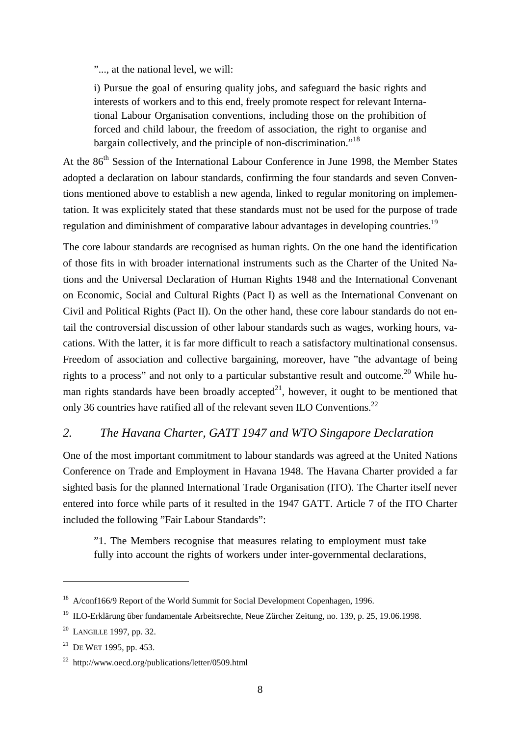"..., at the national level, we will:

> i) Pursue the goal of ensuring quality jobs, and safeguard the basic rights and interests of workers and to this end, freely promote respect for relevant International Labour Organisation conventions, including those on the prohibition of forced and child labour, the freedom of association, the right to organise and bargain collectively, and the principle of non-discrimination."[18]

At the 86th Session of the International Labour Conference in June 1998, the Member States adopted a declaration on labour standards, confirming the four standards and seven Conventions mentioned above to establish a new agenda, linked to regular monitoring on implementation. It was explicitely stated that these standards must not be used for the purpose of trade regulation and diminishment of comparative labour advantages in developing countries.[19]

The core labour standards are recognised as human rights. On the one hand the identification of those fits in with broader international instruments such as the Charter of the United Nations and the Universal Declaration of Human Rights 1948 and the International Convenant on Economic, Social and Cultural Rights (Pact I) as well as the International Convenant on Civil and Political Rights (Pact II). On the other hand, these core labour standards do not entail the controversial discussion of other labour standards such as wages, working hours, vacations. With the latter, it is far more difficult to reach a satisfactory multinational consensus. Freedom of association and collective bargaining, moreover, have "the advantage of being rights to a process" and not only to a particular substantive result and outcome.[20] While human rights standards have been broadly accepted[21], however, it ought to be mentioned that only 36 countries have ratified all of the relevant seven ILO Conventions.[22]

## 2. *The Havana Charter, GATT 1947 and WTO Singapore Declaration*

One of the most important commitment to labour standards was agreed at the United Nations Conference on Trade and Employment in Havana 1948. The Havana Charter provided a far sighted basis for the planned International Trade Organisation (ITO). The Charter itself never entered into force while parts of it resulted in the 1947 GATT. Article 7 of the ITO Charter included the following "Fair Labour Standards":

> "1. The Members recognise that measures relating to employment must take fully into account the rights of workers under inter-governmental declarations,

---

[18] A/conf166/9 Report of the World Summit for Social Development Copenhagen, 1996.

[19] ILO-Erklärung über fundamentale Arbeitsrechte, Neue Zürcher Zeitung, no. 139, p. 25, 19.06.1998.

[20] LANGILLE 1997, pp. 32.

[21] DE WET 1995, pp. 453.

[22] http://www.oecd.org/publications/letter/0509.html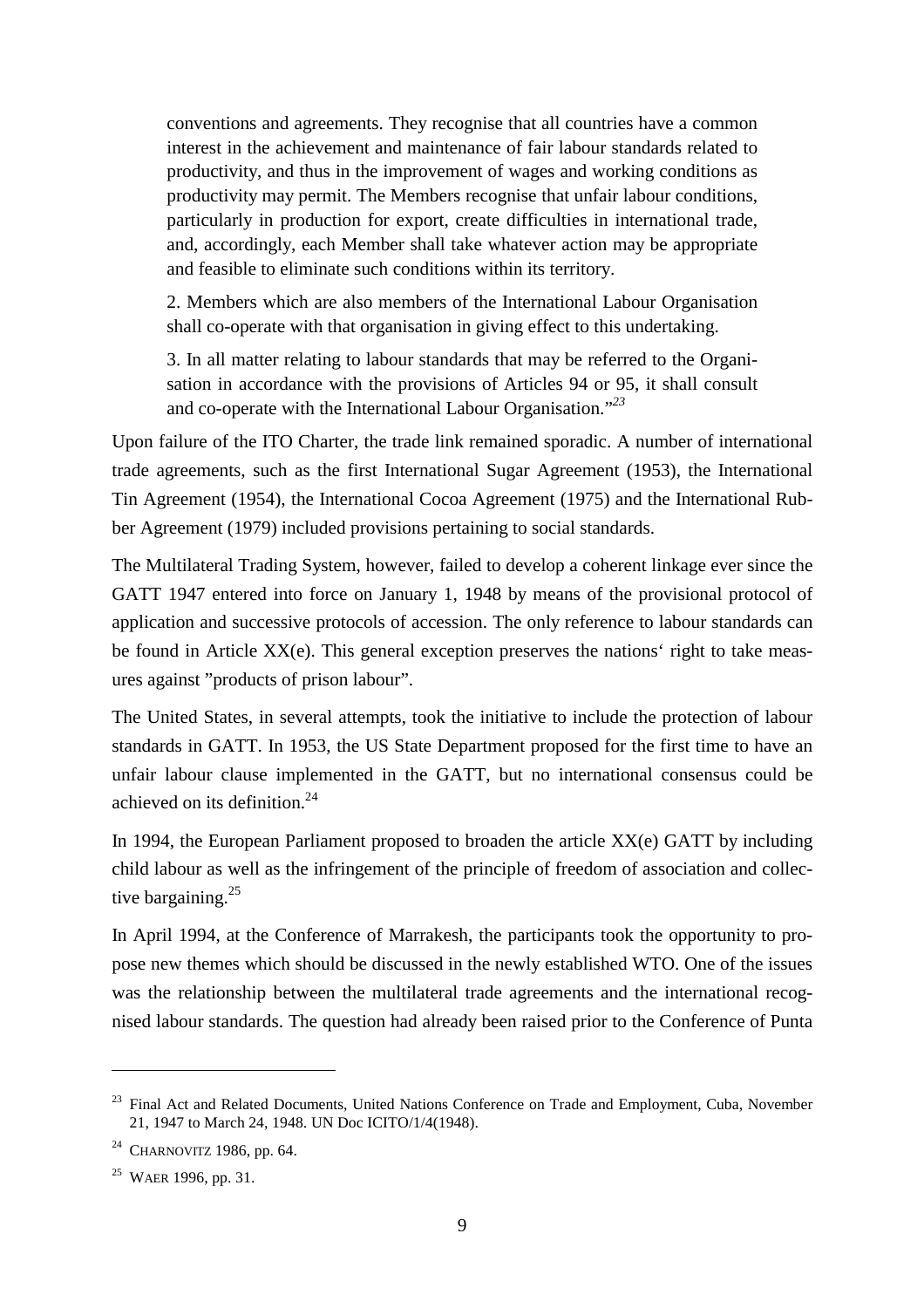> conventions and agreements. They recognise that all countries have a common interest in the achievement and maintenance of fair labour standards related to productivity, and thus in the improvement of wages and working conditions as productivity may permit. The Members recognise that unfair labour conditions, particularly in production for export, create difficulties in international trade, and, accordingly, each Member shall take whatever action may be appropriate and feasible to eliminate such conditions within its territory.
>
> 2. Members which are also members of the International Labour Organisation shall co-operate with that organisation in giving effect to this undertaking.
>
> 3. In all matter relating to labour standards that may be referred to the Organisation in accordance with the provisions of Articles 94 or 95, it shall consult and co-operate with the International Labour Organisation."[23]

Upon failure of the ITO Charter, the trade link remained sporadic. A number of international trade agreements, such as the first International Sugar Agreement (1953), the International Tin Agreement (1954), the International Cocoa Agreement (1975) and the International Rubber Agreement (1979) included provisions pertaining to social standards.

The Multilateral Trading System, however, failed to develop a coherent linkage ever since the GATT 1947 entered into force on January 1, 1948 by means of the provisional protocol of application and successive protocols of accession. The only reference to labour standards can be found in Article XX(e). This general exception preserves the nations' right to take measures against "products of prison labour".

The United States, in several attempts, took the initiative to include the protection of labour standards in GATT. In 1953, the US State Department proposed for the first time to have an unfair labour clause implemented in the GATT, but no international consensus could be achieved on its definition.[24]

In 1994, the European Parliament proposed to broaden the article XX(e) GATT by including child labour as well as the infringement of the principle of freedom of association and collective bargaining.[25]

In April 1994, at the Conference of Marrakesh, the participants took the opportunity to propose new themes which should be discussed in the newly established WTO. One of the issues was the relationship between the multilateral trade agreements and the international recognised labour standards. The question had already been raised prior to the Conference of Punta

---

[23] Final Act and Related Documents, United Nations Conference on Trade and Employment, Cuba, November 21, 1947 to March 24, 1948. UN Doc ICITO/1/4(1948).

[24] CHARNOVITZ 1986, pp. 64.

[25] WAER 1996, pp. 31.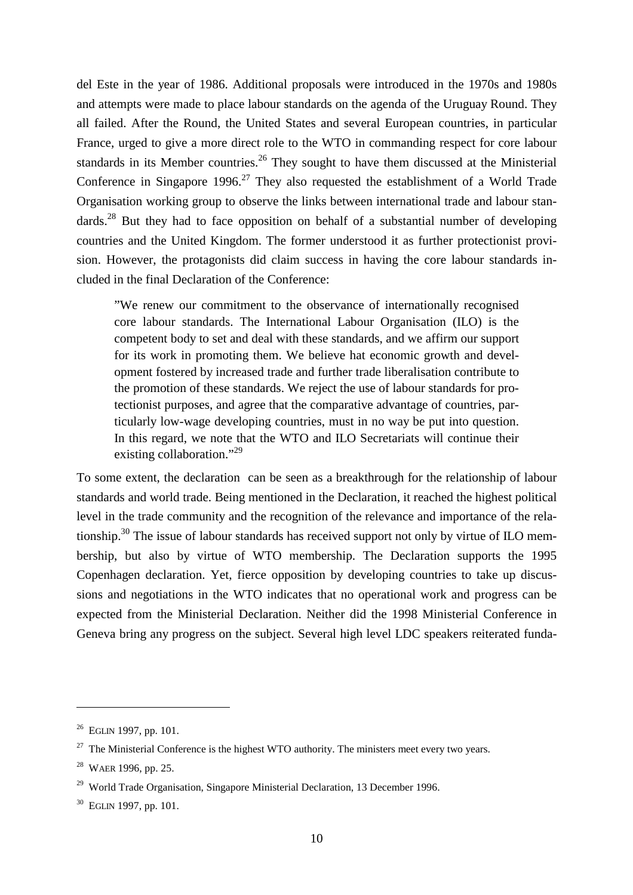del Este in the year of 1986. Additional proposals were introduced in the 1970s and 1980s and attempts were made to place labour standards on the agenda of the Uruguay Round. They all failed. After the Round, the United States and several European countries, in particular France, urged to give a more direct role to the WTO in commanding respect for core labour standards in its Member countries.[26] They sought to have them discussed at the Ministerial Conference in Singapore 1996.[27] They also requested the establishment of a World Trade Organisation working group to observe the links between international trade and labour standards.[28] But they had to face opposition on behalf of a substantial number of developing countries and the United Kingdom. The former understood it as further protectionist provision. However, the protagonists did claim success in having the core labour standards included in the final Declaration of the Conference:

> ”We renew our commitment to the observance of internationally recognised core labour standards. The International Labour Organisation (ILO) is the competent body to set and deal with these standards, and we affirm our support for its work in promoting them. We believe hat economic growth and development fostered by increased trade and further trade liberalisation contribute to the promotion of these standards. We reject the use of labour standards for protectionist purposes, and agree that the comparative advantage of countries, particularly low-wage developing countries, must in no way be put into question. In this regard, we note that the WTO and ILO Secretariats will continue their existing collaboration.”[29]

To some extent, the declaration can be seen as a breakthrough for the relationship of labour standards and world trade. Being mentioned in the Declaration, it reached the highest political level in the trade community and the recognition of the relevance and importance of the relationship.[30] The issue of labour standards has received support not only by virtue of ILO membership, but also by virtue of WTO membership. The Declaration supports the 1995 Copenhagen declaration. Yet, fierce opposition by developing countries to take up discussions and negotiations in the WTO indicates that no operational work and progress can be expected from the Ministerial Declaration. Neither did the 1998 Ministerial Conference in Geneva bring any progress on the subject. Several high level LDC speakers reiterated funda-

---

[26] EGLIN 1997, pp. 101.

[27] The Ministerial Conference is the highest WTO authority. The ministers meet every two years.

[28] WAER 1996, pp. 25.

[29] World Trade Organisation, Singapore Ministerial Declaration, 13 December 1996.

[30] EGLIN 1997, pp. 101.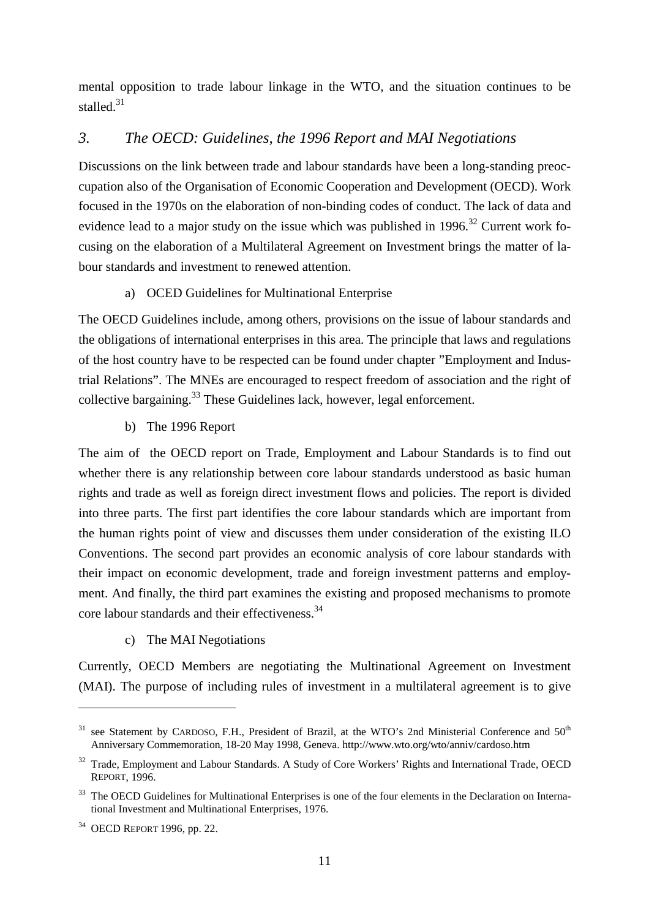mental opposition to trade labour linkage in the WTO, and the situation continues to be stalled.[31]

### *3. The OECD: Guidelines, the 1996 Report and MAI Negotiations*

Discussions on the link between trade and labour standards have been a long-standing preoccupation also of the Organisation of Economic Cooperation and Development (OECD). Work focused in the 1970s on the elaboration of non-binding codes of conduct. The lack of data and evidence lead to a major study on the issue which was published in 1996.[32] Current work focusing on the elaboration of a Multilateral Agreement on Investment brings the matter of labour standards and investment to renewed attention.

a) OCED Guidelines for Multinational Enterprise

The OECD Guidelines include, among others, provisions on the issue of labour standards and the obligations of international enterprises in this area. The principle that laws and regulations of the host country have to be respected can be found under chapter "Employment and Industrial Relations". The MNEs are encouraged to respect freedom of association and the right of collective bargaining.[33] These Guidelines lack, however, legal enforcement.

b) The 1996 Report

The aim of the OECD report on Trade, Employment and Labour Standards is to find out whether there is any relationship between core labour standards understood as basic human rights and trade as well as foreign direct investment flows and policies. The report is divided into three parts. The first part identifies the core labour standards which are important from the human rights point of view and discusses them under consideration of the existing ILO Conventions. The second part provides an economic analysis of core labour standards with their impact on economic development, trade and foreign investment patterns and employment. And finally, the third part examines the existing and proposed mechanisms to promote core labour standards and their effectiveness.[34]

c) The MAI Negotiations

Currently, OECD Members are negotiating the Multinational Agreement on Investment (MAI). The purpose of including rules of investment in a multilateral agreement is to give

---

[31] see Statement by CARDOSO, F.H., President of Brazil, at the WTO's 2nd Ministerial Conference and 50th Anniversary Commemoration, 18-20 May 1998, Geneva. http://www.wto.org/wto/anniv/cardoso.htm

[32] Trade, Employment and Labour Standards. A Study of Core Workers' Rights and International Trade, OECD REPORT, 1996.

[33] The OECD Guidelines for Multinational Enterprises is one of the four elements in the Declaration on International Investment and Multinational Enterprises, 1976.

[34] OECD REPORT 1996, pp. 22.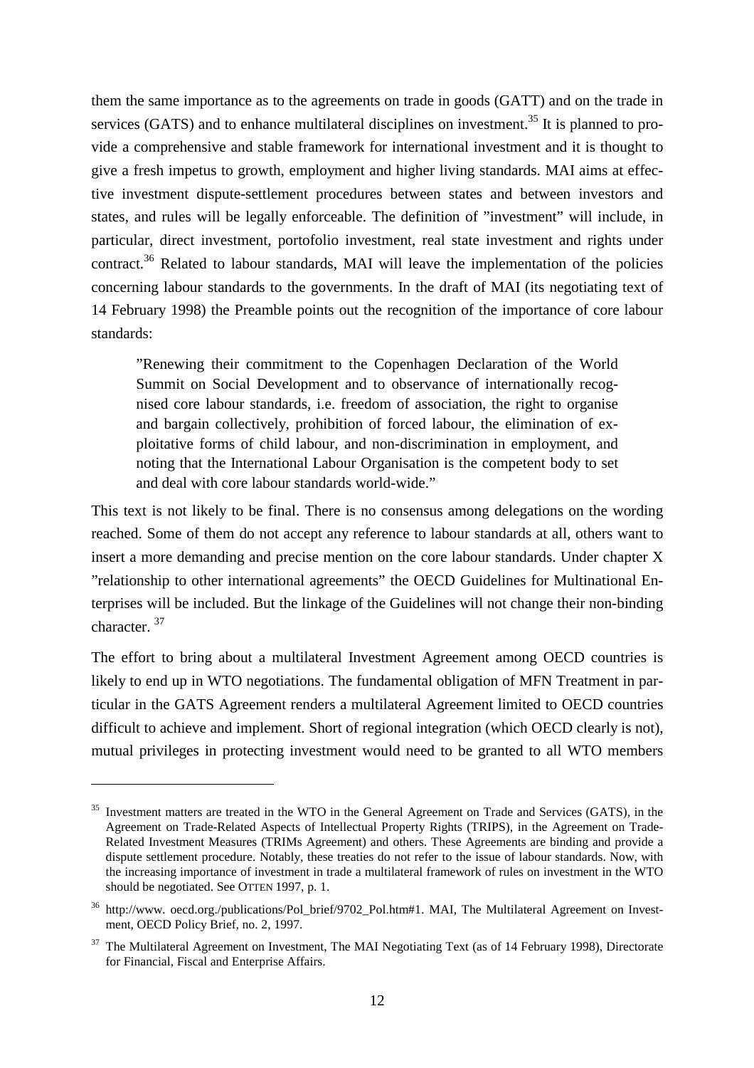them the same importance as to the agreements on trade in goods (GATT) and on the trade in services (GATS) and to enhance multilateral disciplines on investment.[35] It is planned to provide a comprehensive and stable framework for international investment and it is thought to give a fresh impetus to growth, employment and higher living standards. MAI aims at effective investment dispute-settlement procedures between states and between investors and states, and rules will be legally enforceable. The definition of "investment" will include, in particular, direct investment, portofolio investment, real state investment and rights under contract.[36] Related to labour standards, MAI will leave the implementation of the policies concerning labour standards to the governments. In the draft of MAI (its negotiating text of 14 February 1998) the Preamble points out the recognition of the importance of core labour standards:

> "Renewing their commitment to the Copenhagen Declaration of the World Summit on Social Development and to observance of internationally recognised core labour standards, i.e. freedom of association, the right to organise and bargain collectively, prohibition of forced labour, the elimination of exploitative forms of child labour, and non-discrimination in employment, and noting that the International Labour Organisation is the competent body to set and deal with core labour standards world-wide."

This text is not likely to be final. There is no consensus among delegations on the wording reached. Some of them do not accept any reference to labour standards at all, others want to insert a more demanding and precise mention on the core labour standards. Under chapter X "relationship to other international agreements" the OECD Guidelines for Multinational Enterprises will be included. But the linkage of the Guidelines will not change their non-binding character. [37]

The effort to bring about a multilateral Investment Agreement among OECD countries is likely to end up in WTO negotiations. The fundamental obligation of MFN Treatment in particular in the GATS Agreement renders a multilateral Agreement limited to OECD countries difficult to achieve and implement. Short of regional integration (which OECD clearly is not), mutual privileges in protecting investment would need to be granted to all WTO members

---

[35] Investment matters are treated in the WTO in the General Agreement on Trade and Services (GATS), in the Agreement on Trade-Related Aspects of Intellectual Property Rights (TRIPS), in the Agreement on Trade-Related Investment Measures (TRIMs Agreement) and others. These Agreements are binding and provide a dispute settlement procedure. Notably, these treaties do not refer to the issue of labour standards. Now, with the increasing importance of investment in trade a multilateral framework of rules on investment in the WTO should be negotiated. See OTTEN 1997, p. 1.

[36] http://www. oecd.org./publications/Pol_brief/9702_Pol.htm#1. MAI, The Multilateral Agreement on Investment, OECD Policy Brief, no. 2, 1997.

[37] The Multilateral Agreement on Investment, The MAI Negotiating Text (as of 14 February 1998), Directorate for Financial, Fiscal and Enterprise Affairs.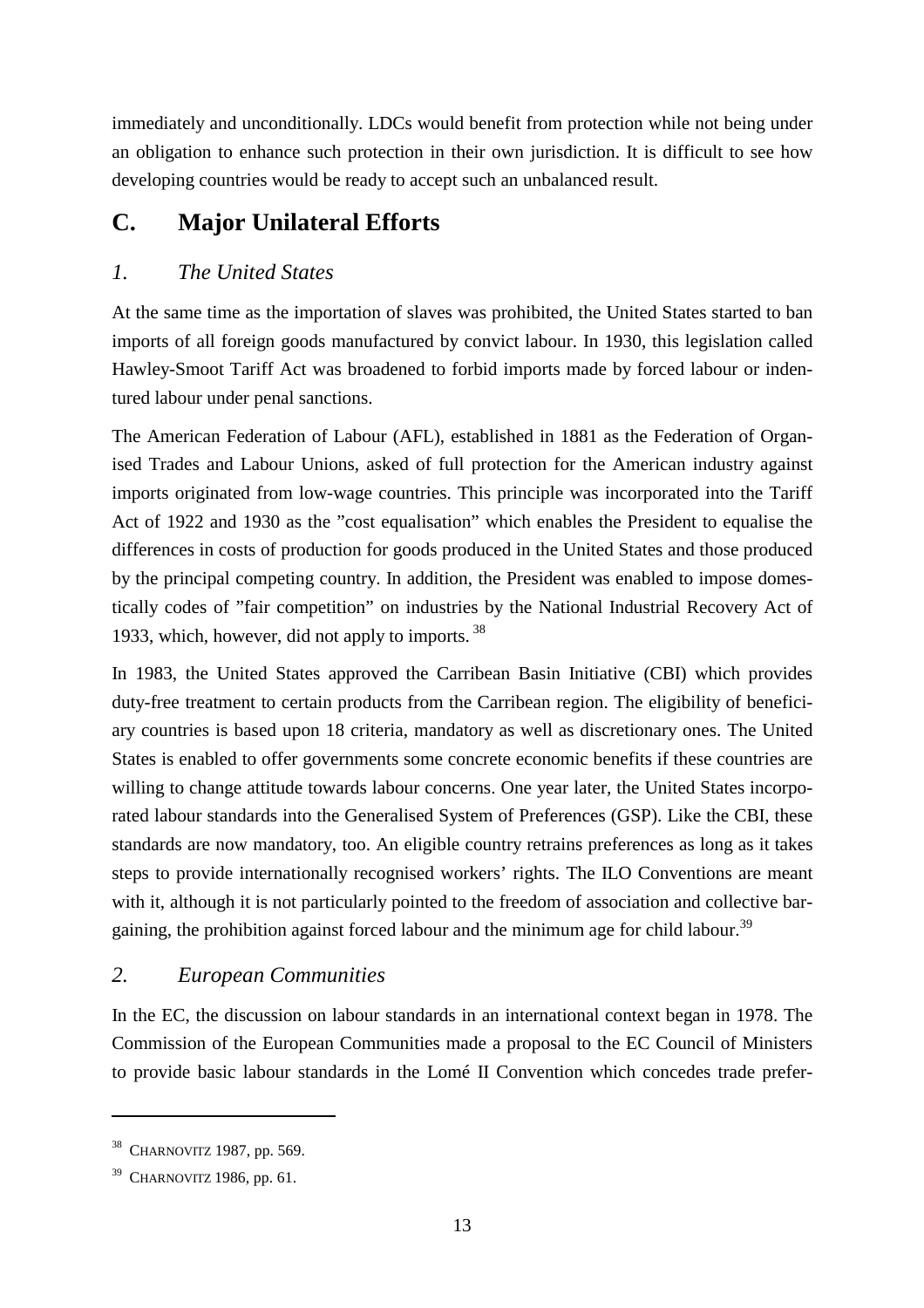immediately and unconditionally. LDCs would benefit from protection while not being under an obligation to enhance such protection in their own jurisdiction. It is difficult to see how developing countries would be ready to accept such an unbalanced result.

## C. Major Unilateral Efforts

### *1. The United States*

At the same time as the importation of slaves was prohibited, the United States started to ban imports of all foreign goods manufactured by convict labour. In 1930, this legislation called Hawley-Smoot Tariff Act was broadened to forbid imports made by forced labour or indentured labour under penal sanctions.

The American Federation of Labour (AFL), established in 1881 as the Federation of Organised Trades and Labour Unions, asked of full protection for the American industry against imports originated from low-wage countries. This principle was incorporated into the Tariff Act of 1922 and 1930 as the "cost equalisation" which enables the President to equalise the differences in costs of production for goods produced in the United States and those produced by the principal competing country. In addition, the President was enabled to impose domestically codes of "fair competition" on industries by the National Industrial Recovery Act of 1933, which, however, did not apply to imports. [38]

In 1983, the United States approved the Carribean Basin Initiative (CBI) which provides duty-free treatment to certain products from the Carribean region. The eligibility of beneficiary countries is based upon 18 criteria, mandatory as well as discretionary ones. The United States is enabled to offer governments some concrete economic benefits if these countries are willing to change attitude towards labour concerns. One year later, the United States incorporated labour standards into the Generalised System of Preferences (GSP). Like the CBI, these standards are now mandatory, too. An eligible country retrains preferences as long as it takes steps to provide internationally recognised workers' rights. The ILO Conventions are meant with it, although it is not particularly pointed to the freedom of association and collective bargaining, the prohibition against forced labour and the minimum age for child labour.[39]

### *2. European Communities*

In the EC, the discussion on labour standards in an international context began in 1978. The Commission of the European Communities made a proposal to the EC Council of Ministers to provide basic labour standards in the Lomé II Convention which concedes trade prefer-

---

[38] CHARNOVITZ 1987, pp. 569.

[39] CHARNOVITZ 1986, pp. 61.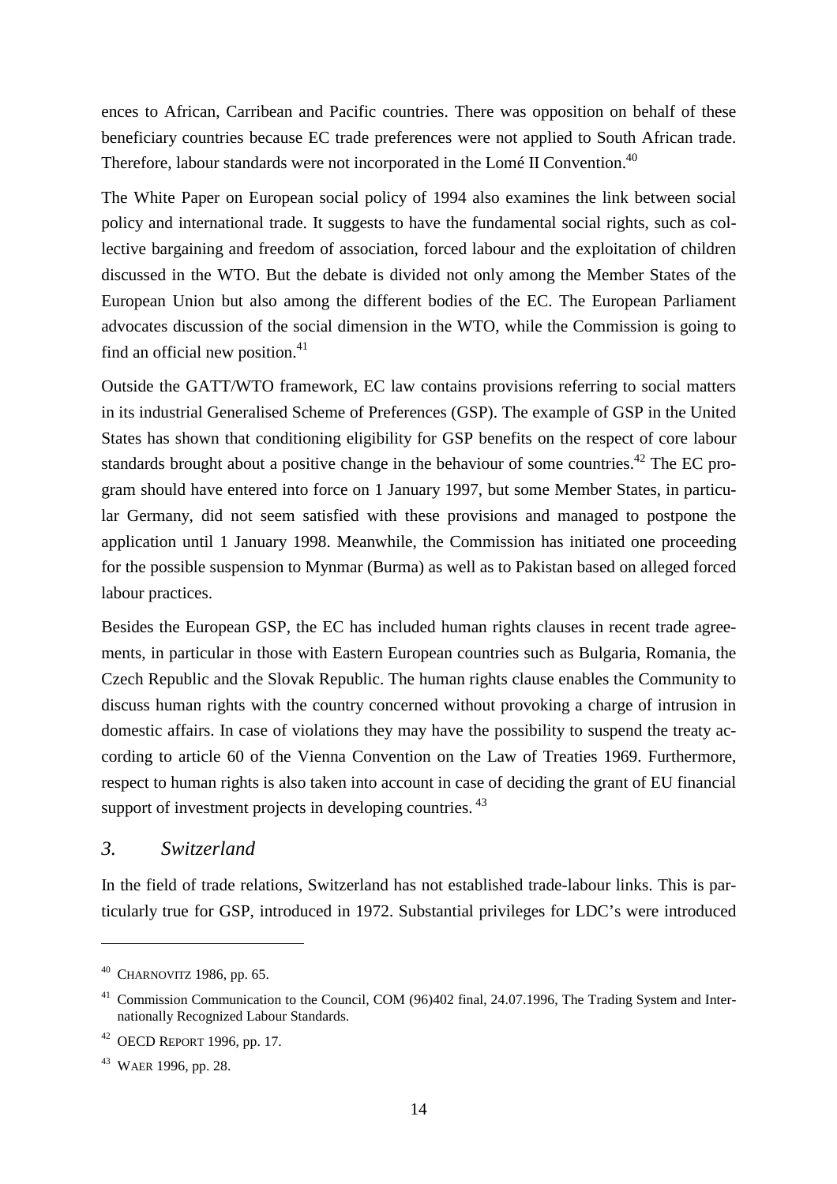ences to African, Carribean and Pacific countries. There was opposition on behalf of these beneficiary countries because EC trade preferences were not applied to South African trade. Therefore, labour standards were not incorporated in the Lomé II Convention.[40]

The White Paper on European social policy of 1994 also examines the link between social policy and international trade. It suggests to have the fundamental social rights, such as collective bargaining and freedom of association, forced labour and the exploitation of children discussed in the WTO. But the debate is divided not only among the Member States of the European Union but also among the different bodies of the EC. The European Parliament advocates discussion of the social dimension in the WTO, while the Commission is going to find an official new position.[41]

Outside the GATT/WTO framework, EC law contains provisions referring to social matters in its industrial Generalised Scheme of Preferences (GSP). The example of GSP in the United States has shown that conditioning eligibility for GSP benefits on the respect of core labour standards brought about a positive change in the behaviour of some countries.[42] The EC program should have entered into force on 1 January 1997, but some Member States, in particular Germany, did not seem satisfied with these provisions and managed to postpone the application until 1 January 1998. Meanwhile, the Commission has initiated one proceeding for the possible suspension to Mynmar (Burma) as well as to Pakistan based on alleged forced labour practices.

Besides the European GSP, the EC has included human rights clauses in recent trade agreements, in particular in those with Eastern European countries such as Bulgaria, Romania, the Czech Republic and the Slovak Republic. The human rights clause enables the Community to discuss human rights with the country concerned without provoking a charge of intrusion in domestic affairs. In case of violations they may have the possibility to suspend the treaty according to article 60 of the Vienna Convention on the Law of Treaties 1969. Furthermore, respect to human rights is also taken into account in case of deciding the grant of EU financial support of investment projects in developing countries.[43]

## *3. Switzerland*

In the field of trade relations, Switzerland has not established trade-labour links. This is particularly true for GSP, introduced in 1972. Substantial privileges for LDC's were introduced

---

[40] CHARNOVITZ 1986, pp. 65.

[41] Commission Communication to the Council, COM (96)402 final, 24.07.1996, The Trading System and Internationally Recognized Labour Standards.

[42] OECD REPORT 1996, pp. 17.

[43] WAER 1996, pp. 28.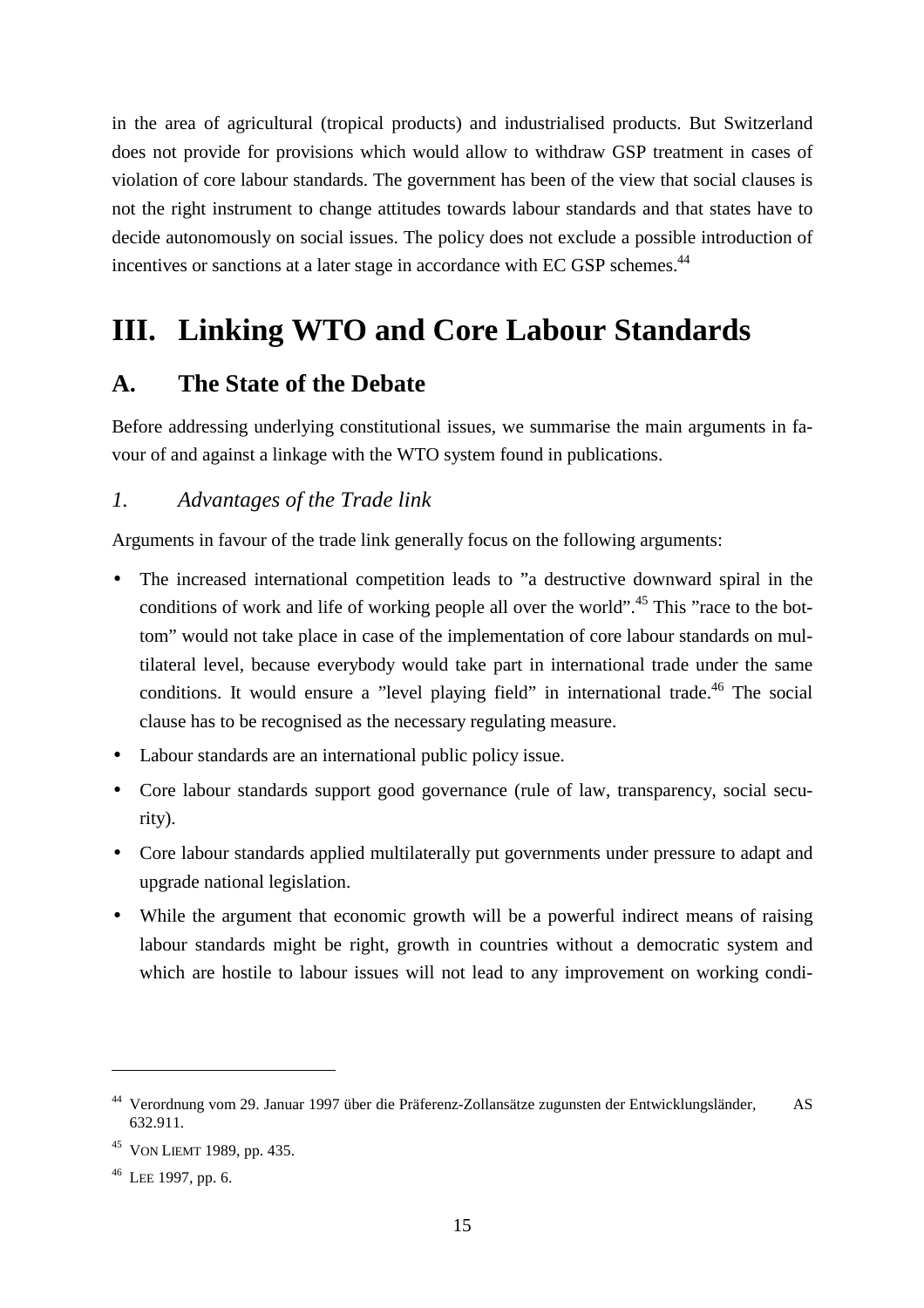in the area of agricultural (tropical products) and industrialised products. But Switzerland does not provide for provisions which would allow to withdraw GSP treatment in cases of violation of core labour standards. The government has been of the view that social clauses is not the right instrument to change attitudes towards labour standards and that states have to decide autonomously on social issues. The policy does not exclude a possible introduction of incentives or sanctions at a later stage in accordance with EC GSP schemes.[44]

# III. Linking WTO and Core Labour Standards

## A. The State of the Debate

Before addressing underlying constitutional issues, we summarise the main arguments in favour of and against a linkage with the WTO system found in publications.

### *1. Advantages of the Trade link*

Arguments in favour of the trade link generally focus on the following arguments:

- The increased international competition leads to "a destructive downward spiral in the conditions of work and life of working people all over the world".[45] This "race to the bottom" would not take place in case of the implementation of core labour standards on multilateral level, because everybody would take part in international trade under the same conditions. It would ensure a "level playing field" in international trade.[46] The social clause has to be recognised as the necessary regulating measure.
- Labour standards are an international public policy issue.
- Core labour standards support good governance (rule of law, transparency, social security).
- Core labour standards applied multilaterally put governments under pressure to adapt and upgrade national legislation.
- While the argument that economic growth will be a powerful indirect means of raising labour standards might be right, growth in countries without a democratic system and which are hostile to labour issues will not lead to any improvement on working condi-

---

[44] Verordnung vom 29. Januar 1997 über die Präferenz-Zollansätze zugunsten der Entwicklungsländer, AS 632.911.

[45] VON LIEMT 1989, pp. 435.

[46] LEE 1997, pp. 6.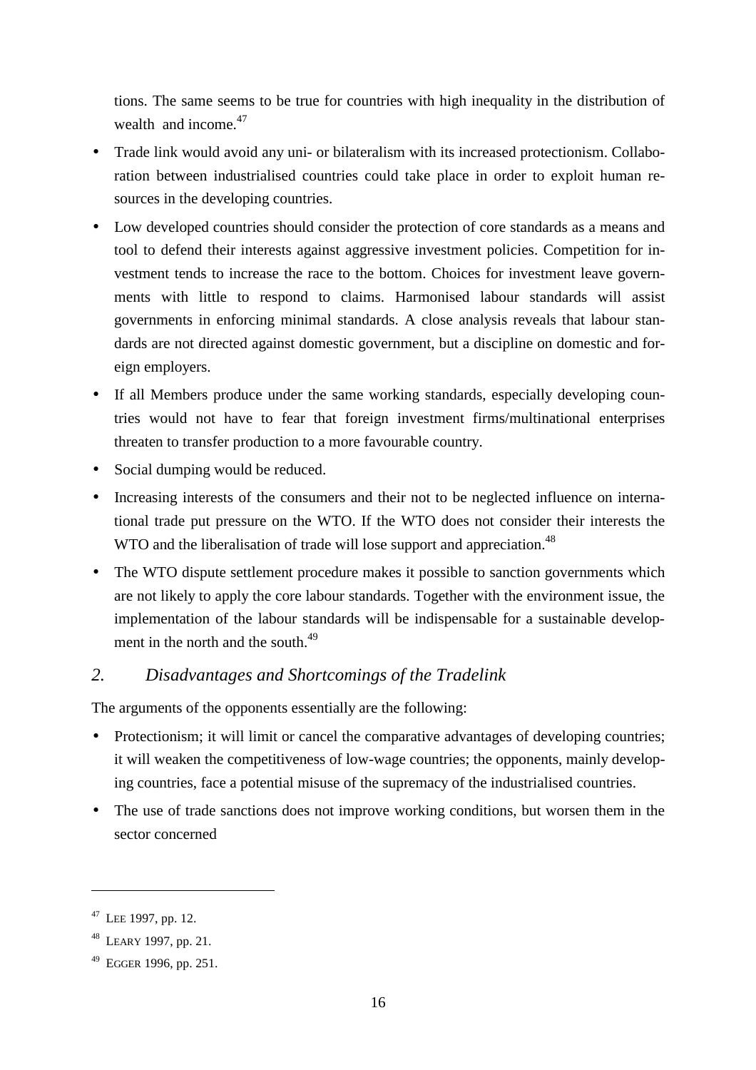tions. The same seems to be true for countries with high inequality in the distribution of wealth and income.[47]

- Trade link would avoid any uni- or bilateralism with its increased protectionism. Collaboration between industrialised countries could take place in order to exploit human resources in the developing countries.
- Low developed countries should consider the protection of core standards as a means and tool to defend their interests against aggressive investment policies. Competition for investment tends to increase the race to the bottom. Choices for investment leave governments with little to respond to claims. Harmonised labour standards will assist governments in enforcing minimal standards. A close analysis reveals that labour standards are not directed against domestic government, but a discipline on domestic and foreign employers.
- If all Members produce under the same working standards, especially developing countries would not have to fear that foreign investment firms/multinational enterprises threaten to transfer production to a more favourable country.
- Social dumping would be reduced.
- Increasing interests of the consumers and their not to be neglected influence on international trade put pressure on the WTO. If the WTO does not consider their interests the WTO and the liberalisation of trade will lose support and appreciation.[48]
- The WTO dispute settlement procedure makes it possible to sanction governments which are not likely to apply the core labour standards. Together with the environment issue, the implementation of the labour standards will be indispensable for a sustainable development in the north and the south.[49]

## *2. Disadvantages and Shortcomings of the Tradelink*

The arguments of the opponents essentially are the following:

- Protectionism; it will limit or cancel the comparative advantages of developing countries; it will weaken the competitiveness of low-wage countries; the opponents, mainly developing countries, face a potential misuse of the supremacy of the industrialised countries.
- The use of trade sanctions does not improve working conditions, but worsen them in the sector concerned

---

[47] LEE 1997, pp. 12.

[48] LEARY 1997, pp. 21.

[49] EGGER 1996, pp. 251.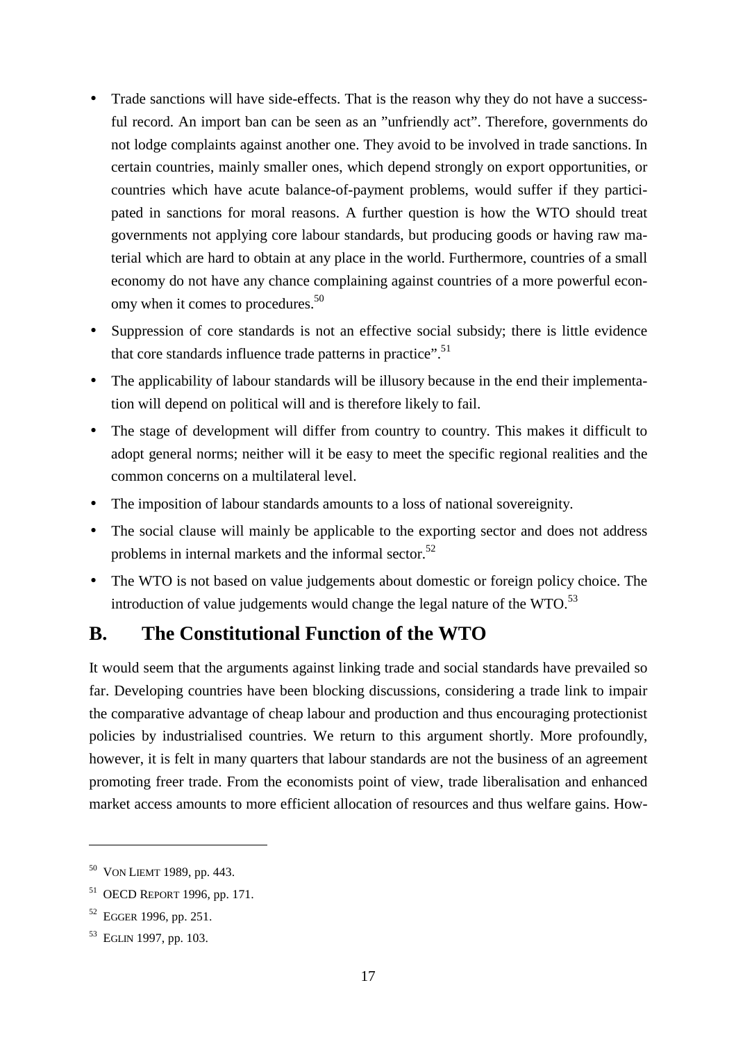- Trade sanctions will have side-effects. That is the reason why they do not have a successful record. An import ban can be seen as an "unfriendly act". Therefore, governments do not lodge complaints against another one. They avoid to be involved in trade sanctions. In certain countries, mainly smaller ones, which depend strongly on export opportunities, or countries which have acute balance-of-payment problems, would suffer if they participated in sanctions for moral reasons. A further question is how the WTO should treat governments not applying core labour standards, but producing goods or having raw material which are hard to obtain at any place in the world. Furthermore, countries of a small economy do not have any chance complaining against countries of a more powerful economy when it comes to procedures.[50]
- Suppression of core standards is not an effective social subsidy; there is little evidence that core standards influence trade patterns in practice".[51]
- The applicability of labour standards will be illusory because in the end their implementation will depend on political will and is therefore likely to fail.
- The stage of development will differ from country to country. This makes it difficult to adopt general norms; neither will it be easy to meet the specific regional realities and the common concerns on a multilateral level.
- The imposition of labour standards amounts to a loss of national sovereignity.
- The social clause will mainly be applicable to the exporting sector and does not address problems in internal markets and the informal sector.[52]
- The WTO is not based on value judgements about domestic or foreign policy choice. The introduction of value judgements would change the legal nature of the WTO.[53]

## B. The Constitutional Function of the WTO

It would seem that the arguments against linking trade and social standards have prevailed so far. Developing countries have been blocking discussions, considering a trade link to impair the comparative advantage of cheap labour and production and thus encouraging protectionist policies by industrialised countries. We return to this argument shortly. More profoundly, however, it is felt in many quarters that labour standards are not the business of an agreement promoting freer trade. From the economists point of view, trade liberalisation and enhanced market access amounts to more efficient allocation of resources and thus welfare gains. How-

---

[50] VON LIEMT 1989, pp. 443.

[51] OECD REPORT 1996, pp. 171.

[52] EGGER 1996, pp. 251.

[53] EGLIN 1997, pp. 103.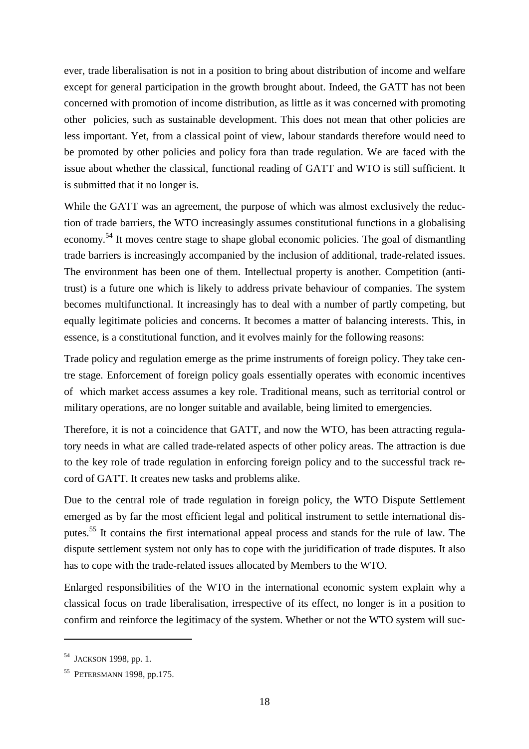ever, trade liberalisation is not in a position to bring about distribution of income and welfare except for general participation in the growth brought about. Indeed, the GATT has not been concerned with promotion of income distribution, as little as it was concerned with promoting other policies, such as sustainable development. This does not mean that other policies are less important. Yet, from a classical point of view, labour standards therefore would need to be promoted by other policies and policy fora than trade regulation. We are faced with the issue about whether the classical, functional reading of GATT and WTO is still sufficient. It is submitted that it no longer is.

While the GATT was an agreement, the purpose of which was almost exclusively the reduction of trade barriers, the WTO increasingly assumes constitutional functions in a globalising economy.[54] It moves centre stage to shape global economic policies. The goal of dismantling trade barriers is increasingly accompanied by the inclusion of additional, trade-related issues. The environment has been one of them. Intellectual property is another. Competition (antitrust) is a future one which is likely to address private behaviour of companies. The system becomes multifunctional. It increasingly has to deal with a number of partly competing, but equally legitimate policies and concerns. It becomes a matter of balancing interests. This, in essence, is a constitutional function, and it evolves mainly for the following reasons:

Trade policy and regulation emerge as the prime instruments of foreign policy. They take centre stage. Enforcement of foreign policy goals essentially operates with economic incentives of which market access assumes a key role. Traditional means, such as territorial control or military operations, are no longer suitable and available, being limited to emergencies.

Therefore, it is not a coincidence that GATT, and now the WTO, has been attracting regulatory needs in what are called trade-related aspects of other policy areas. The attraction is due to the key role of trade regulation in enforcing foreign policy and to the successful track record of GATT. It creates new tasks and problems alike.

Due to the central role of trade regulation in foreign policy, the WTO Dispute Settlement emerged as by far the most efficient legal and political instrument to settle international disputes.[55] It contains the first international appeal process and stands for the rule of law. The dispute settlement system not only has to cope with the juridification of trade disputes. It also has to cope with the trade-related issues allocated by Members to the WTO.

Enlarged responsibilities of the WTO in the international economic system explain why a classical focus on trade liberalisation, irrespective of its effect, no longer is in a position to confirm and reinforce the legitimacy of the system. Whether or not the WTO system will suc-

---

[54] JACKSON 1998, pp. 1.

[55] PETERSMANN 1998, pp.175.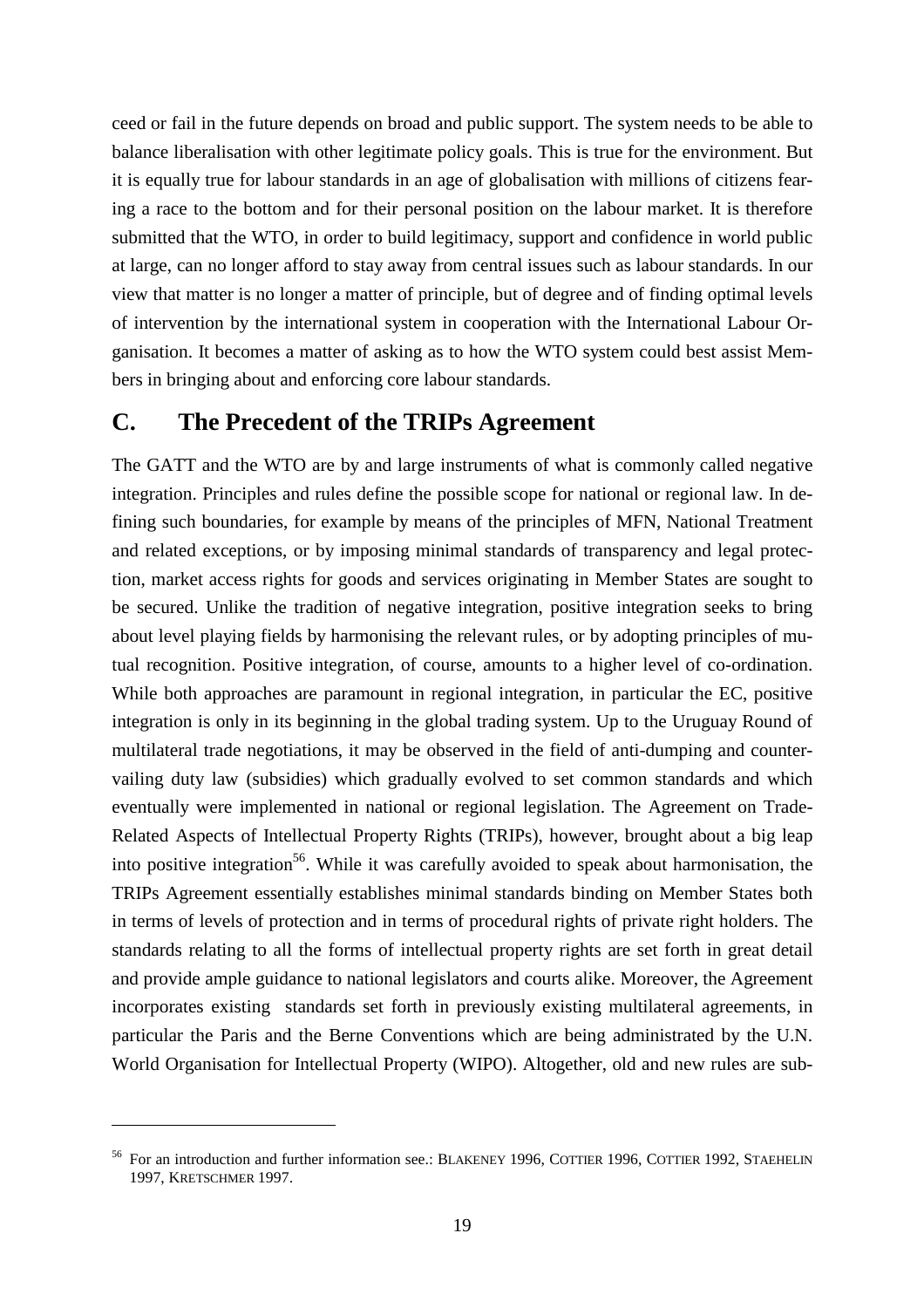ceed or fail in the future depends on broad and public support. The system needs to be able to balance liberalisation with other legitimate policy goals. This is true for the environment. But it is equally true for labour standards in an age of globalisation with millions of citizens fearing a race to the bottom and for their personal position on the labour market. It is therefore submitted that the WTO, in order to build legitimacy, support and confidence in world public at large, can no longer afford to stay away from central issues such as labour standards. In our view that matter is no longer a matter of principle, but of degree and of finding optimal levels of intervention by the international system in cooperation with the International Labour Organisation. It becomes a matter of asking as to how the WTO system could best assist Members in bringing about and enforcing core labour standards.

## C. The Precedent of the TRIPs Agreement

The GATT and the WTO are by and large instruments of what is commonly called negative integration. Principles and rules define the possible scope for national or regional law. In defining such boundaries, for example by means of the principles of MFN, National Treatment and related exceptions, or by imposing minimal standards of transparency and legal protection, market access rights for goods and services originating in Member States are sought to be secured. Unlike the tradition of negative integration, positive integration seeks to bring about level playing fields by harmonising the relevant rules, or by adopting principles of mutual recognition. Positive integration, of course, amounts to a higher level of co-ordination. While both approaches are paramount in regional integration, in particular the EC, positive integration is only in its beginning in the global trading system. Up to the Uruguay Round of multilateral trade negotiations, it may be observed in the field of anti-dumping and countervailing duty law (subsidies) which gradually evolved to set common standards and which eventually were implemented in national or regional legislation. The Agreement on Trade-Related Aspects of Intellectual Property Rights (TRIPs), however, brought about a big leap into positive integration[56]. While it was carefully avoided to speak about harmonisation, the TRIPs Agreement essentially establishes minimal standards binding on Member States both in terms of levels of protection and in terms of procedural rights of private right holders. The standards relating to all the forms of intellectual property rights are set forth in great detail and provide ample guidance to national legislators and courts alike. Moreover, the Agreement incorporates existing standards set forth in previously existing multilateral agreements, in particular the Paris and the Berne Conventions which are being administrated by the U.N. World Organisation for Intellectual Property (WIPO). Altogether, old and new rules are sub-

---

[56] For an introduction and further information see.: BLAKENEY 1996, COTTIER 1996, COTTIER 1992, STAEHELIN 1997, KRETSCHMER 1997.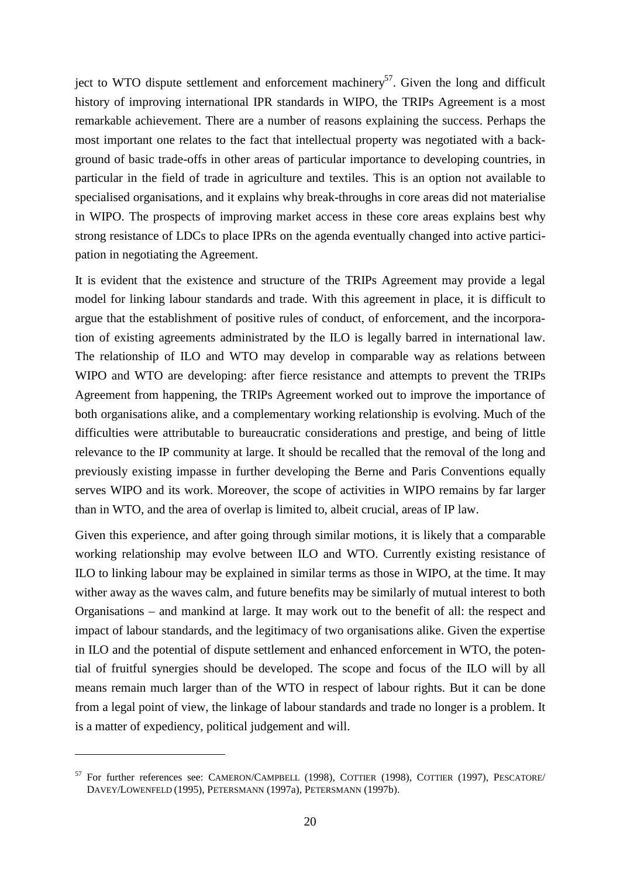ject to WTO dispute settlement and enforcement machinery[57]. Given the long and difficult history of improving international IPR standards in WIPO, the TRIPs Agreement is a most remarkable achievement. There are a number of reasons explaining the success. Perhaps the most important one relates to the fact that intellectual property was negotiated with a background of basic trade-offs in other areas of particular importance to developing countries, in particular in the field of trade in agriculture and textiles. This is an option not available to specialised organisations, and it explains why break-throughs in core areas did not materialise in WIPO. The prospects of improving market access in these core areas explains best why strong resistance of LDCs to place IPRs on the agenda eventually changed into active participation in negotiating the Agreement.

It is evident that the existence and structure of the TRIPs Agreement may provide a legal model for linking labour standards and trade. With this agreement in place, it is difficult to argue that the establishment of positive rules of conduct, of enforcement, and the incorporation of existing agreements administrated by the ILO is legally barred in international law. The relationship of ILO and WTO may develop in comparable way as relations between WIPO and WTO are developing: after fierce resistance and attempts to prevent the TRIPs Agreement from happening, the TRIPs Agreement worked out to improve the importance of both organisations alike, and a complementary working relationship is evolving. Much of the difficulties were attributable to bureaucratic considerations and prestige, and being of little relevance to the IP community at large. It should be recalled that the removal of the long and previously existing impasse in further developing the Berne and Paris Conventions equally serves WIPO and its work. Moreover, the scope of activities in WIPO remains by far larger than in WTO, and the area of overlap is limited to, albeit crucial, areas of IP law.

Given this experience, and after going through similar motions, it is likely that a comparable working relationship may evolve between ILO and WTO. Currently existing resistance of ILO to linking labour may be explained in similar terms as those in WIPO, at the time. It may wither away as the waves calm, and future benefits may be similarly of mutual interest to both Organisations – and mankind at large. It may work out to the benefit of all: the respect and impact of labour standards, and the legitimacy of two organisations alike. Given the expertise in ILO and the potential of dispute settlement and enhanced enforcement in WTO, the potential of fruitful synergies should be developed. The scope and focus of the ILO will by all means remain much larger than of the WTO in respect of labour rights. But it can be done from a legal point of view, the linkage of labour standards and trade no longer is a problem. It is a matter of expediency, political judgement and will.

---

[57] For further references see: CAMERON/CAMPBELL (1998), COTTIER (1998), COTTIER (1997), PESCATORE/DAVEY/LOWENFELD (1995), PETERSMANN (1997a), PETERSMANN (1997b).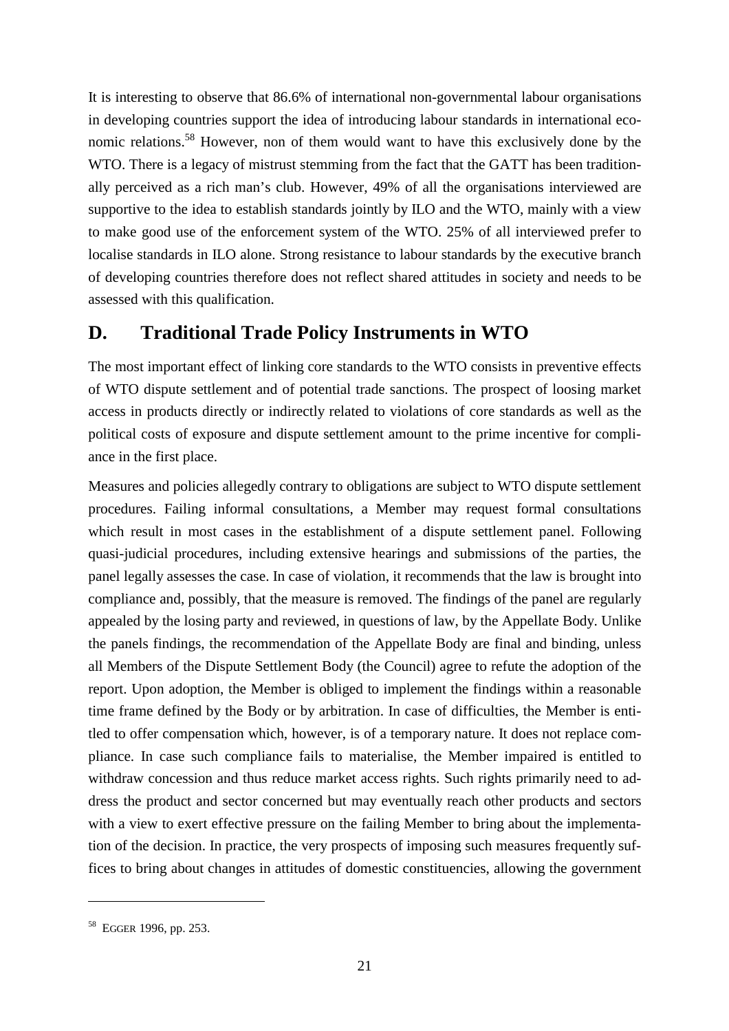It is interesting to observe that 86.6% of international non-governmental labour organisations in developing countries support the idea of introducing labour standards in international economic relations.[58] However, non of them would want to have this exclusively done by the WTO. There is a legacy of mistrust stemming from the fact that the GATT has been traditionally perceived as a rich man's club. However, 49% of all the organisations interviewed are supportive to the idea to establish standards jointly by ILO and the WTO, mainly with a view to make good use of the enforcement system of the WTO. 25% of all interviewed prefer to localise standards in ILO alone. Strong resistance to labour standards by the executive branch of developing countries therefore does not reflect shared attitudes in society and needs to be assessed with this qualification.

## D. Traditional Trade Policy Instruments in WTO

The most important effect of linking core standards to the WTO consists in preventive effects of WTO dispute settlement and of potential trade sanctions. The prospect of loosing market access in products directly or indirectly related to violations of core standards as well as the political costs of exposure and dispute settlement amount to the prime incentive for compliance in the first place.

Measures and policies allegedly contrary to obligations are subject to WTO dispute settlement procedures. Failing informal consultations, a Member may request formal consultations which result in most cases in the establishment of a dispute settlement panel. Following quasi-judicial procedures, including extensive hearings and submissions of the parties, the panel legally assesses the case. In case of violation, it recommends that the law is brought into compliance and, possibly, that the measure is removed. The findings of the panel are regularly appealed by the losing party and reviewed, in questions of law, by the Appellate Body. Unlike the panels findings, the recommendation of the Appellate Body are final and binding, unless all Members of the Dispute Settlement Body (the Council) agree to refute the adoption of the report. Upon adoption, the Member is obliged to implement the findings within a reasonable time frame defined by the Body or by arbitration. In case of difficulties, the Member is entitled to offer compensation which, however, is of a temporary nature. It does not replace compliance. In case such compliance fails to materialise, the Member impaired is entitled to withdraw concession and thus reduce market access rights. Such rights primarily need to address the product and sector concerned but may eventually reach other products and sectors with a view to exert effective pressure on the failing Member to bring about the implementation of the decision. In practice, the very prospects of imposing such measures frequently suffices to bring about changes in attitudes of domestic constituencies, allowing the government

---

[58] EGGER 1996, pp. 253.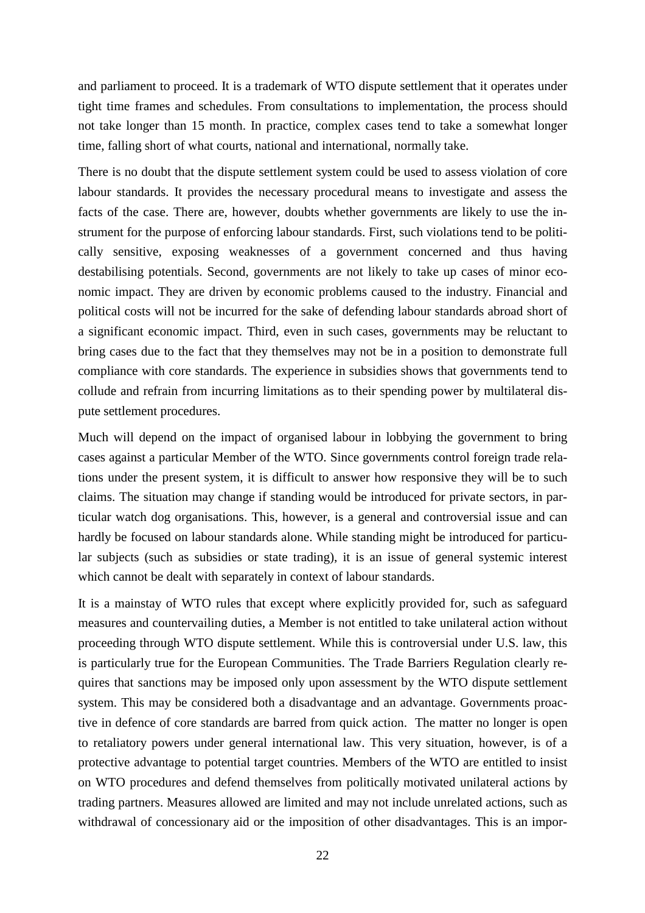and parliament to proceed. It is a trademark of WTO dispute settlement that it operates under tight time frames and schedules. From consultations to implementation, the process should not take longer than 15 month. In practice, complex cases tend to take a somewhat longer time, falling short of what courts, national and international, normally take.

There is no doubt that the dispute settlement system could be used to assess violation of core labour standards. It provides the necessary procedural means to investigate and assess the facts of the case. There are, however, doubts whether governments are likely to use the instrument for the purpose of enforcing labour standards. First, such violations tend to be politically sensitive, exposing weaknesses of a government concerned and thus having destabilising potentials. Second, governments are not likely to take up cases of minor economic impact. They are driven by economic problems caused to the industry. Financial and political costs will not be incurred for the sake of defending labour standards abroad short of a significant economic impact. Third, even in such cases, governments may be reluctant to bring cases due to the fact that they themselves may not be in a position to demonstrate full compliance with core standards. The experience in subsidies shows that governments tend to collude and refrain from incurring limitations as to their spending power by multilateral dispute settlement procedures.

Much will depend on the impact of organised labour in lobbying the government to bring cases against a particular Member of the WTO. Since governments control foreign trade relations under the present system, it is difficult to answer how responsive they will be to such claims. The situation may change if standing would be introduced for private sectors, in particular watch dog organisations. This, however, is a general and controversial issue and can hardly be focused on labour standards alone. While standing might be introduced for particular subjects (such as subsidies or state trading), it is an issue of general systemic interest which cannot be dealt with separately in context of labour standards.

It is a mainstay of WTO rules that except where explicitly provided for, such as safeguard measures and countervailing duties, a Member is not entitled to take unilateral action without proceeding through WTO dispute settlement. While this is controversial under U.S. law, this is particularly true for the European Communities. The Trade Barriers Regulation clearly requires that sanctions may be imposed only upon assessment by the WTO dispute settlement system. This may be considered both a disadvantage and an advantage. Governments proactive in defence of core standards are barred from quick action. The matter no longer is open to retaliatory powers under general international law. This very situation, however, is of a protective advantage to potential target countries. Members of the WTO are entitled to insist on WTO procedures and defend themselves from politically motivated unilateral actions by trading partners. Measures allowed are limited and may not include unrelated actions, such as withdrawal of concessionary aid or the imposition of other disadvantages. This is an impor-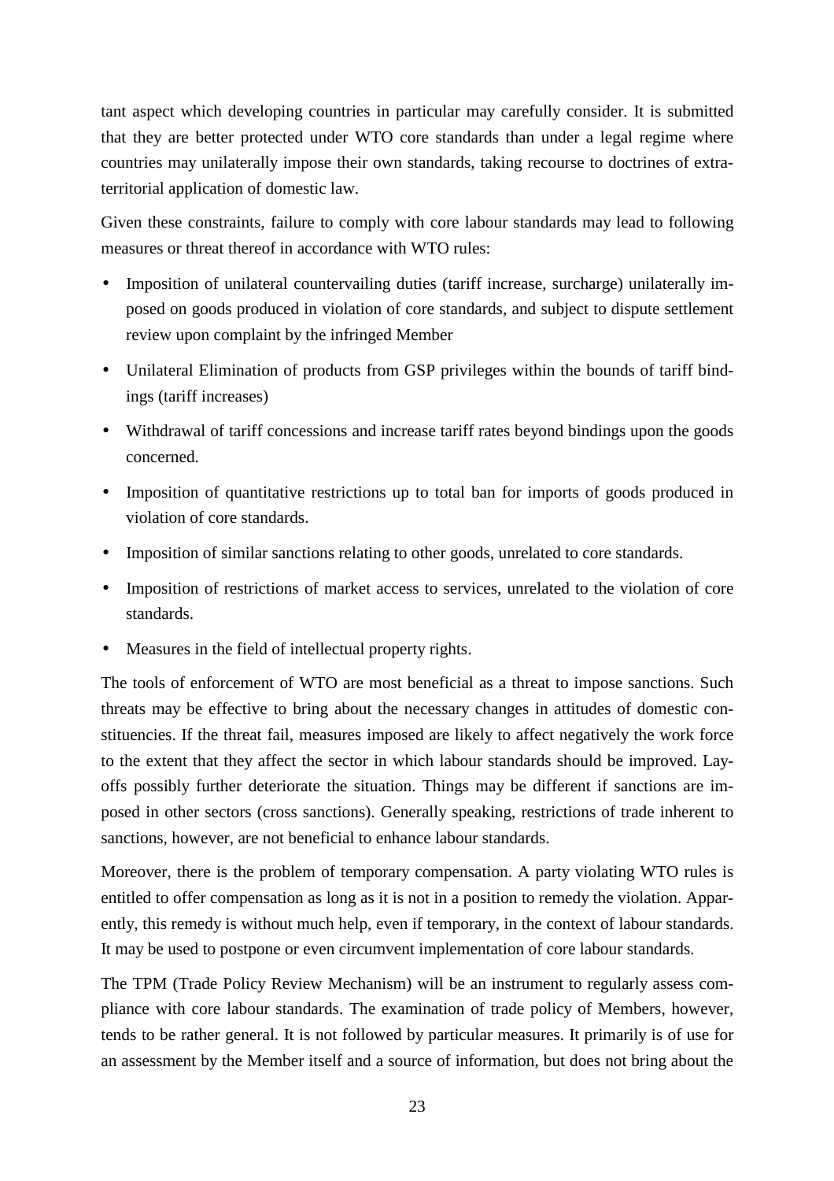tant aspect which developing countries in particular may carefully consider. It is submitted that they are better protected under WTO core standards than under a legal regime where countries may unilaterally impose their own standards, taking recourse to doctrines of extra-territorial application of domestic law.

Given these constraints, failure to comply with core labour standards may lead to following measures or threat thereof in accordance with WTO rules:

- Imposition of unilateral countervailing duties (tariff increase, surcharge) unilaterally imposed on goods produced in violation of core standards, and subject to dispute settlement review upon complaint by the infringed Member
- Unilateral Elimination of products from GSP privileges within the bounds of tariff bindings (tariff increases)
- Withdrawal of tariff concessions and increase tariff rates beyond bindings upon the goods concerned.
- Imposition of quantitative restrictions up to total ban for imports of goods produced in violation of core standards.
- Imposition of similar sanctions relating to other goods, unrelated to core standards.
- Imposition of restrictions of market access to services, unrelated to the violation of core standards.
- Measures in the field of intellectual property rights.

The tools of enforcement of WTO are most beneficial as a threat to impose sanctions. Such threats may be effective to bring about the necessary changes in attitudes of domestic constituencies. If the threat fail, measures imposed are likely to affect negatively the work force to the extent that they affect the sector in which labour standards should be improved. Lay-offs possibly further deteriorate the situation. Things may be different if sanctions are imposed in other sectors (cross sanctions). Generally speaking, restrictions of trade inherent to sanctions, however, are not beneficial to enhance labour standards.

Moreover, there is the problem of temporary compensation. A party violating WTO rules is entitled to offer compensation as long as it is not in a position to remedy the violation. Apparently, this remedy is without much help, even if temporary, in the context of labour standards. It may be used to postpone or even circumvent implementation of core labour standards.

The TPM (Trade Policy Review Mechanism) will be an instrument to regularly assess compliance with core labour standards. The examination of trade policy of Members, however, tends to be rather general. It is not followed by particular measures. It primarily is of use for an assessment by the Member itself and a source of information, but does not bring about the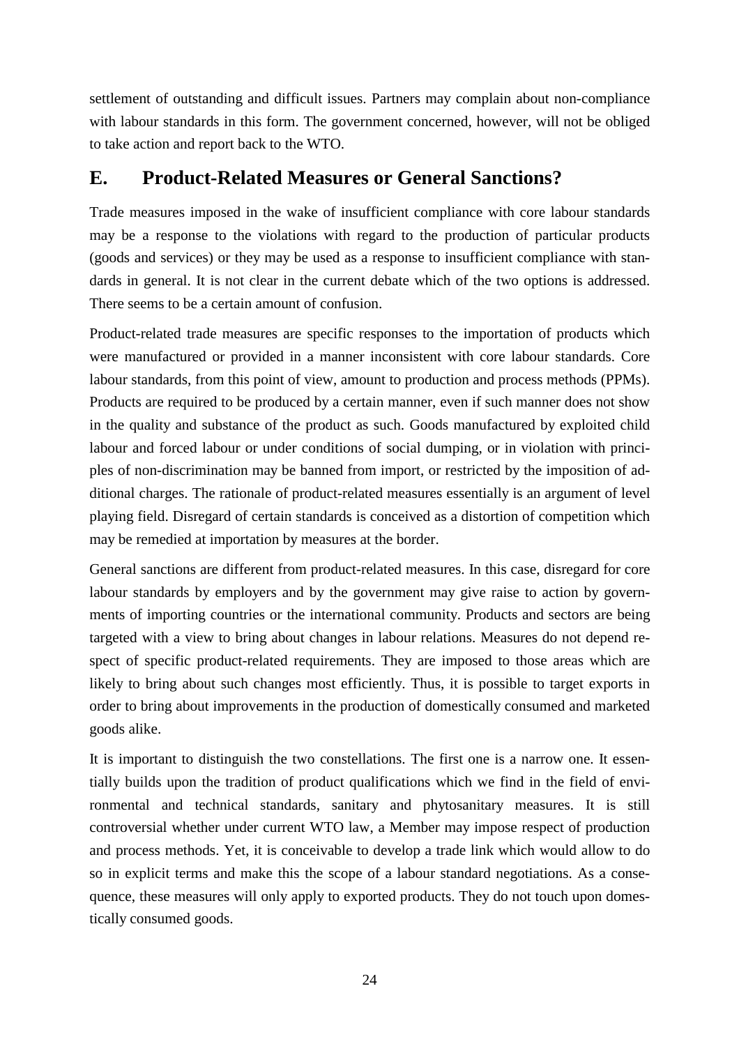settlement of outstanding and difficult issues. Partners may complain about non-compliance with labour standards in this form. The government concerned, however, will not be obliged to take action and report back to the WTO.

## E. Product-Related Measures or General Sanctions?

Trade measures imposed in the wake of insufficient compliance with core labour standards may be a response to the violations with regard to the production of particular products (goods and services) or they may be used as a response to insufficient compliance with standards in general. It is not clear in the current debate which of the two options is addressed. There seems to be a certain amount of confusion.

Product-related trade measures are specific responses to the importation of products which were manufactured or provided in a manner inconsistent with core labour standards. Core labour standards, from this point of view, amount to production and process methods (PPMs). Products are required to be produced by a certain manner, even if such manner does not show in the quality and substance of the product as such. Goods manufactured by exploited child labour and forced labour or under conditions of social dumping, or in violation with principles of non-discrimination may be banned from import, or restricted by the imposition of additional charges. The rationale of product-related measures essentially is an argument of level playing field. Disregard of certain standards is conceived as a distortion of competition which may be remedied at importation by measures at the border.

General sanctions are different from product-related measures. In this case, disregard for core labour standards by employers and by the government may give raise to action by governments of importing countries or the international community. Products and sectors are being targeted with a view to bring about changes in labour relations. Measures do not depend respect of specific product-related requirements. They are imposed to those areas which are likely to bring about such changes most efficiently. Thus, it is possible to target exports in order to bring about improvements in the production of domestically consumed and marketed goods alike.

It is important to distinguish the two constellations. The first one is a narrow one. It essentially builds upon the tradition of product qualifications which we find in the field of environmental and technical standards, sanitary and phytosanitary measures. It is still controversial whether under current WTO law, a Member may impose respect of production and process methods. Yet, it is conceivable to develop a trade link which would allow to do so in explicit terms and make this the scope of a labour standard negotiations. As a consequence, these measures will only apply to exported products. They do not touch upon domestically consumed goods.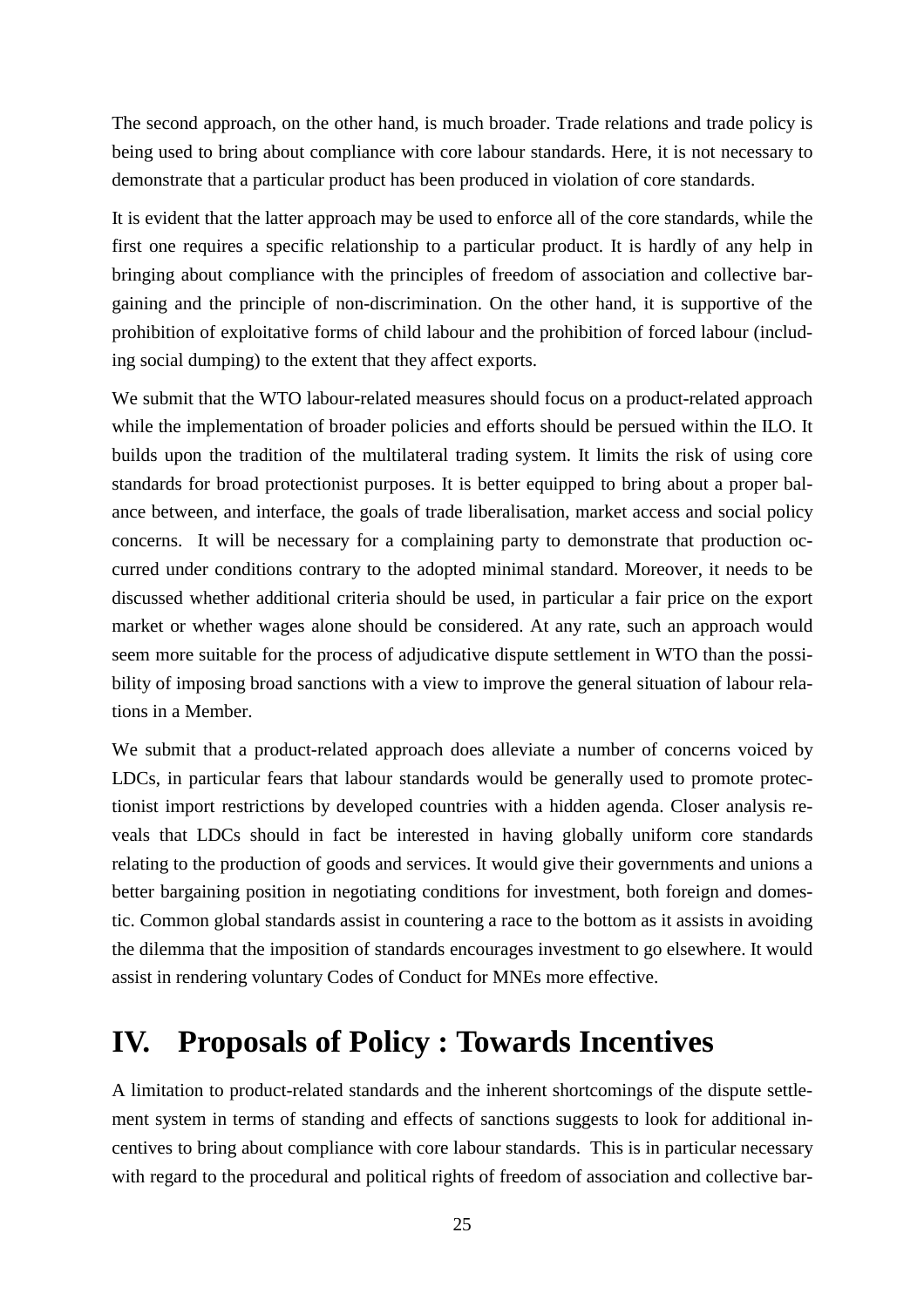The second approach, on the other hand, is much broader. Trade relations and trade policy is being used to bring about compliance with core labour standards. Here, it is not necessary to demonstrate that a particular product has been produced in violation of core standards.

It is evident that the latter approach may be used to enforce all of the core standards, while the first one requires a specific relationship to a particular product. It is hardly of any help in bringing about compliance with the principles of freedom of association and collective bargaining and the principle of non-discrimination. On the other hand, it is supportive of the prohibition of exploitative forms of child labour and the prohibition of forced labour (including social dumping) to the extent that they affect exports.

We submit that the WTO labour-related measures should focus on a product-related approach while the implementation of broader policies and efforts should be persued within the ILO. It builds upon the tradition of the multilateral trading system. It limits the risk of using core standards for broad protectionist purposes. It is better equipped to bring about a proper balance between, and interface, the goals of trade liberalisation, market access and social policy concerns. It will be necessary for a complaining party to demonstrate that production occurred under conditions contrary to the adopted minimal standard. Moreover, it needs to be discussed whether additional criteria should be used, in particular a fair price on the export market or whether wages alone should be considered. At any rate, such an approach would seem more suitable for the process of adjudicative dispute settlement in WTO than the possibility of imposing broad sanctions with a view to improve the general situation of labour relations in a Member.

We submit that a product-related approach does alleviate a number of concerns voiced by LDCs, in particular fears that labour standards would be generally used to promote protectionist import restrictions by developed countries with a hidden agenda. Closer analysis reveals that LDCs should in fact be interested in having globally uniform core standards relating to the production of goods and services. It would give their governments and unions a better bargaining position in negotiating conditions for investment, both foreign and domestic. Common global standards assist in countering a race to the bottom as it assists in avoiding the dilemma that the imposition of standards encourages investment to go elsewhere. It would assist in rendering voluntary Codes of Conduct for MNEs more effective.

# IV. Proposals of Policy : Towards Incentives

A limitation to product-related standards and the inherent shortcomings of the dispute settlement system in terms of standing and effects of sanctions suggests to look for additional incentives to bring about compliance with core labour standards. This is in particular necessary with regard to the procedural and political rights of freedom of association and collective bar-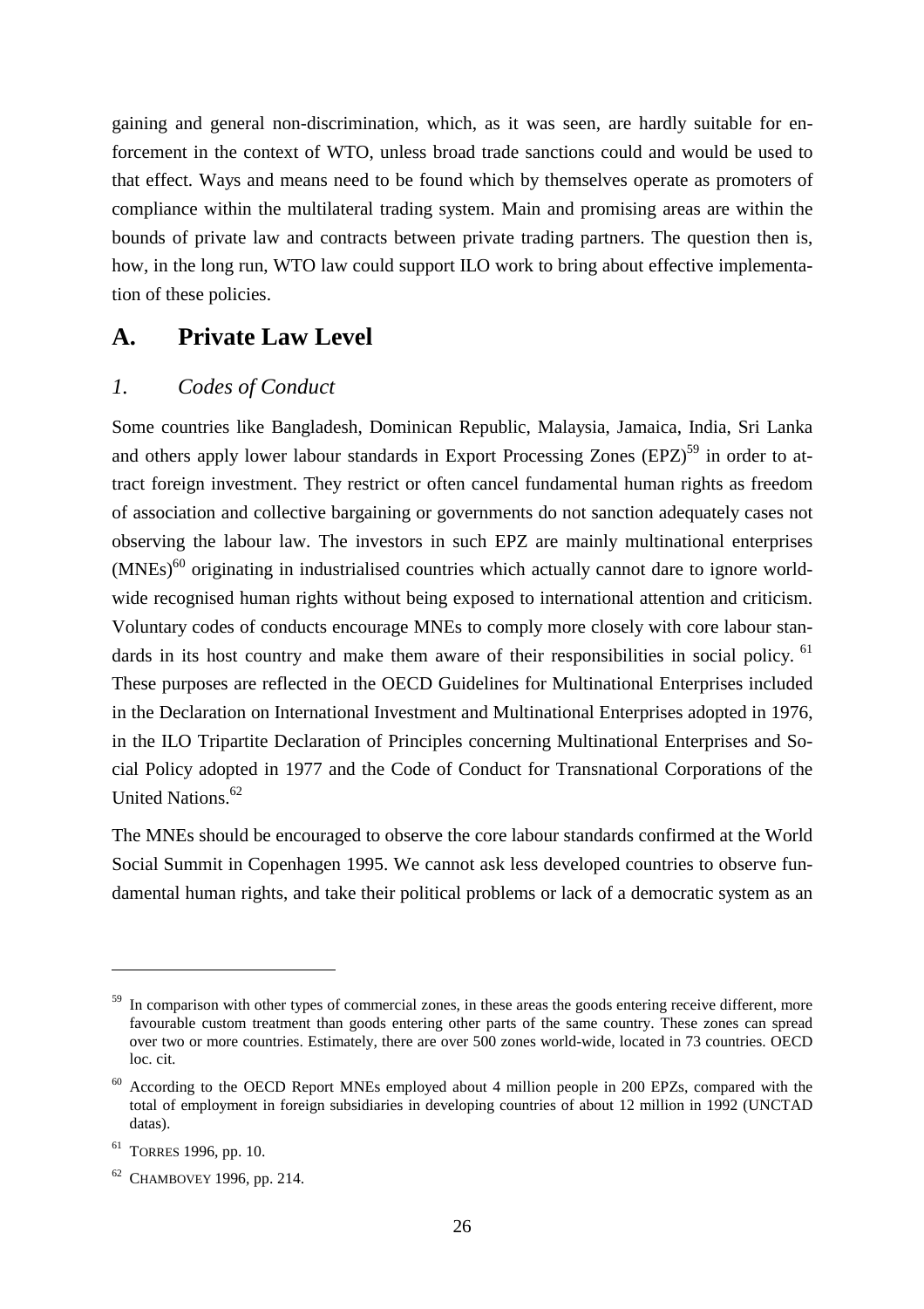gaining and general non-discrimination, which, as it was seen, are hardly suitable for enforcement in the context of WTO, unless broad trade sanctions could and would be used to that effect. Ways and means need to be found which by themselves operate as promoters of compliance within the multilateral trading system. Main and promising areas are within the bounds of private law and contracts between private trading partners. The question then is, how, in the long run, WTO law could support ILO work to bring about effective implementation of these policies.

## A. Private Law Level

### *1. Codes of Conduct*

Some countries like Bangladesh, Dominican Republic, Malaysia, Jamaica, India, Sri Lanka and others apply lower labour standards in Export Processing Zones (EPZ)[59] in order to attract foreign investment. They restrict or often cancel fundamental human rights as freedom of association and collective bargaining or governments do not sanction adequately cases not observing the labour law. The investors in such EPZ are mainly multinational enterprises (MNEs)[60] originating in industrialised countries which actually cannot dare to ignore worldwide recognised human rights without being exposed to international attention and criticism. Voluntary codes of conducts encourage MNEs to comply more closely with core labour standards in its host country and make them aware of their responsibilities in social policy. [61] These purposes are reflected in the OECD Guidelines for Multinational Enterprises included in the Declaration on International Investment and Multinational Enterprises adopted in 1976, in the ILO Tripartite Declaration of Principles concerning Multinational Enterprises and Social Policy adopted in 1977 and the Code of Conduct for Transnational Corporations of the United Nations.[62]

The MNEs should be encouraged to observe the core labour standards confirmed at the World Social Summit in Copenhagen 1995. We cannot ask less developed countries to observe fundamental human rights, and take their political problems or lack of a democratic system as an

---

[59] In comparison with other types of commercial zones, in these areas the goods entering receive different, more favourable custom treatment than goods entering other parts of the same country. These zones can spread over two or more countries. Estimately, there are over 500 zones world-wide, located in 73 countries. OECD loc. cit.

[60] According to the OECD Report MNEs employed about 4 million people in 200 EPZs, compared with the total of employment in foreign subsidiaries in developing countries of about 12 million in 1992 (UNCTAD datas).

[61] TORRES 1996, pp. 10.

[62] CHAMBOVEY 1996, pp. 214.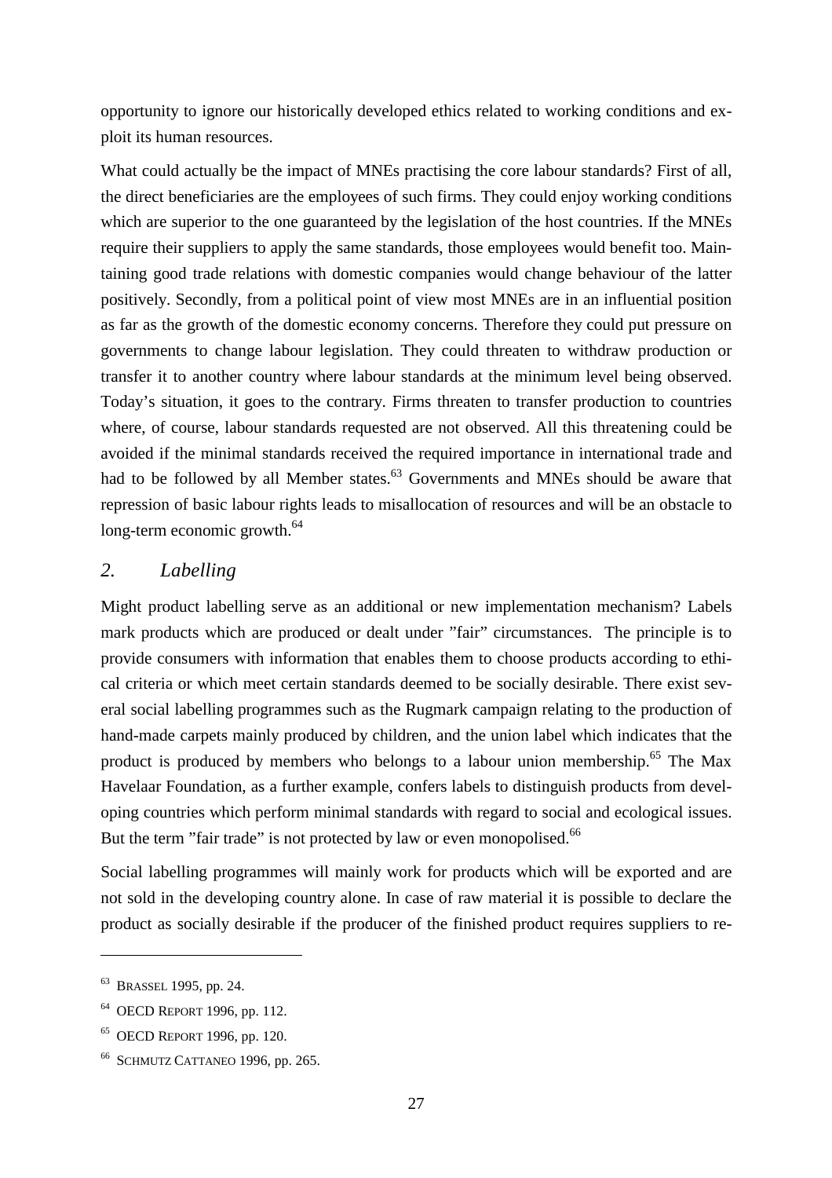opportunity to ignore our historically developed ethics related to working conditions and exploit its human resources.

What could actually be the impact of MNEs practising the core labour standards? First of all, the direct beneficiaries are the employees of such firms. They could enjoy working conditions which are superior to the one guaranteed by the legislation of the host countries. If the MNEs require their suppliers to apply the same standards, those employees would benefit too. Maintaining good trade relations with domestic companies would change behaviour of the latter positively. Secondly, from a political point of view most MNEs are in an influential position as far as the growth of the domestic economy concerns. Therefore they could put pressure on governments to change labour legislation. They could threaten to withdraw production or transfer it to another country where labour standards at the minimum level being observed. Today's situation, it goes to the contrary. Firms threaten to transfer production to countries where, of course, labour standards requested are not observed. All this threatening could be avoided if the minimal standards received the required importance in international trade and had to be followed by all Member states.[63] Governments and MNEs should be aware that repression of basic labour rights leads to misallocation of resources and will be an obstacle to long-term economic growth.[64]

## *2. Labelling*

Might product labelling serve as an additional or new implementation mechanism? Labels mark products which are produced or dealt under "fair" circumstances. The principle is to provide consumers with information that enables them to choose products according to ethical criteria or which meet certain standards deemed to be socially desirable. There exist several social labelling programmes such as the Rugmark campaign relating to the production of hand-made carpets mainly produced by children, and the union label which indicates that the product is produced by members who belongs to a labour union membership.[65] The Max Havelaar Foundation, as a further example, confers labels to distinguish products from developing countries which perform minimal standards with regard to social and ecological issues. But the term "fair trade" is not protected by law or even monopolised.[66]

Social labelling programmes will mainly work for products which will be exported and are not sold in the developing country alone. In case of raw material it is possible to declare the product as socially desirable if the producer of the finished product requires suppliers to re-

---

[63] BRASSEL 1995, pp. 24.

[64] OECD REPORT 1996, pp. 112.

[65] OECD REPORT 1996, pp. 120.

[66] SCHMUTZ CATTANEO 1996, pp. 265.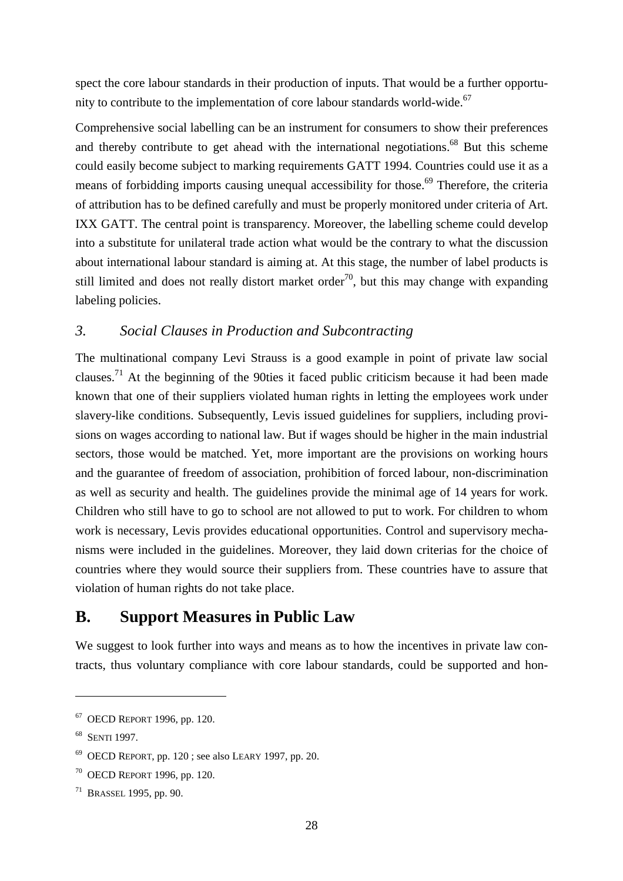spect the core labour standards in their production of inputs. That would be a further opportunity to contribute to the implementation of core labour standards world-wide.[67]

Comprehensive social labelling can be an instrument for consumers to show their preferences and thereby contribute to get ahead with the international negotiations.[68] But this scheme could easily become subject to marking requirements GATT 1994. Countries could use it as a means of forbidding imports causing unequal accessibility for those.[69] Therefore, the criteria of attribution has to be defined carefully and must be properly monitored under criteria of Art. IXX GATT. The central point is transparency. Moreover, the labelling scheme could develop into a substitute for unilateral trade action what would be the contrary to what the discussion about international labour standard is aiming at. At this stage, the number of label products is still limited and does not really distort market order[70], but this may change with expanding labeling policies.

### *3. Social Clauses in Production and Subcontracting*

The multinational company Levi Strauss is a good example in point of private law social clauses.[71] At the beginning of the 90ties it faced public criticism because it had been made known that one of their suppliers violated human rights in letting the employees work under slavery-like conditions. Subsequently, Levis issued guidelines for suppliers, including provisions on wages according to national law. But if wages should be higher in the main industrial sectors, those would be matched. Yet, more important are the provisions on working hours and the guarantee of freedom of association, prohibition of forced labour, non-discrimination as well as security and health. The guidelines provide the minimal age of 14 years for work. Children who still have to go to school are not allowed to put to work. For children to whom work is necessary, Levis provides educational opportunities. Control and supervisory mechanisms were included in the guidelines. Moreover, they laid down criterias for the choice of countries where they would source their suppliers from. These countries have to assure that violation of human rights do not take place.

## B. Support Measures in Public Law

We suggest to look further into ways and means as to how the incentives in private law contracts, thus voluntary compliance with core labour standards, could be supported and hon-

---

[67] OECD Report 1996, pp. 120.

[68] Senti 1997.

[69] OECD Report, pp. 120 ; see also Leary 1997, pp. 20.

[70] OECD Report 1996, pp. 120.

[71] Brassel 1995, pp. 90.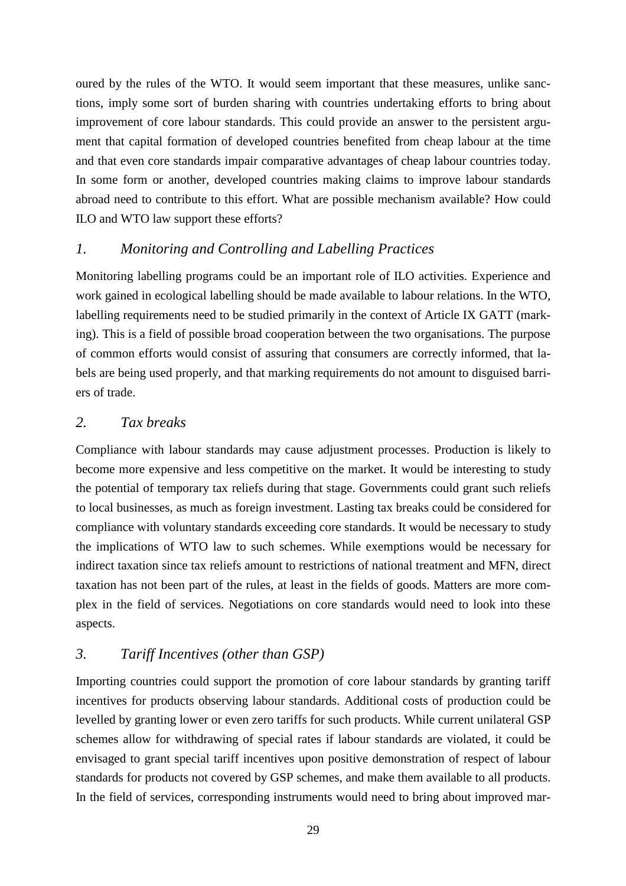oured by the rules of the WTO. It would seem important that these measures, unlike sanctions, imply some sort of burden sharing with countries undertaking efforts to bring about improvement of core labour standards. This could provide an answer to the persistent argument that capital formation of developed countries benefited from cheap labour at the time and that even core standards impair comparative advantages of cheap labour countries today. In some form or another, developed countries making claims to improve labour standards abroad need to contribute to this effort. What are possible mechanism available? How could ILO and WTO law support these efforts?

### *1. Monitoring and Controlling and Labelling Practices*

Monitoring labelling programs could be an important role of ILO activities. Experience and work gained in ecological labelling should be made available to labour relations. In the WTO, labelling requirements need to be studied primarily in the context of Article IX GATT (marking). This is a field of possible broad cooperation between the two organisations. The purpose of common efforts would consist of assuring that consumers are correctly informed, that labels are being used properly, and that marking requirements do not amount to disguised barriers of trade.

### *2. Tax breaks*

Compliance with labour standards may cause adjustment processes. Production is likely to become more expensive and less competitive on the market. It would be interesting to study the potential of temporary tax reliefs during that stage. Governments could grant such reliefs to local businesses, as much as foreign investment. Lasting tax breaks could be considered for compliance with voluntary standards exceeding core standards. It would be necessary to study the implications of WTO law to such schemes. While exemptions would be necessary for indirect taxation since tax reliefs amount to restrictions of national treatment and MFN, direct taxation has not been part of the rules, at least in the fields of goods. Matters are more complex in the field of services. Negotiations on core standards would need to look into these aspects.

### *3. Tariff Incentives (other than GSP)*

Importing countries could support the promotion of core labour standards by granting tariff incentives for products observing labour standards. Additional costs of production could be levelled by granting lower or even zero tariffs for such products. While current unilateral GSP schemes allow for withdrawing of special rates if labour standards are violated, it could be envisaged to grant special tariff incentives upon positive demonstration of respect of labour standards for products not covered by GSP schemes, and make them available to all products. In the field of services, corresponding instruments would need to bring about improved mar-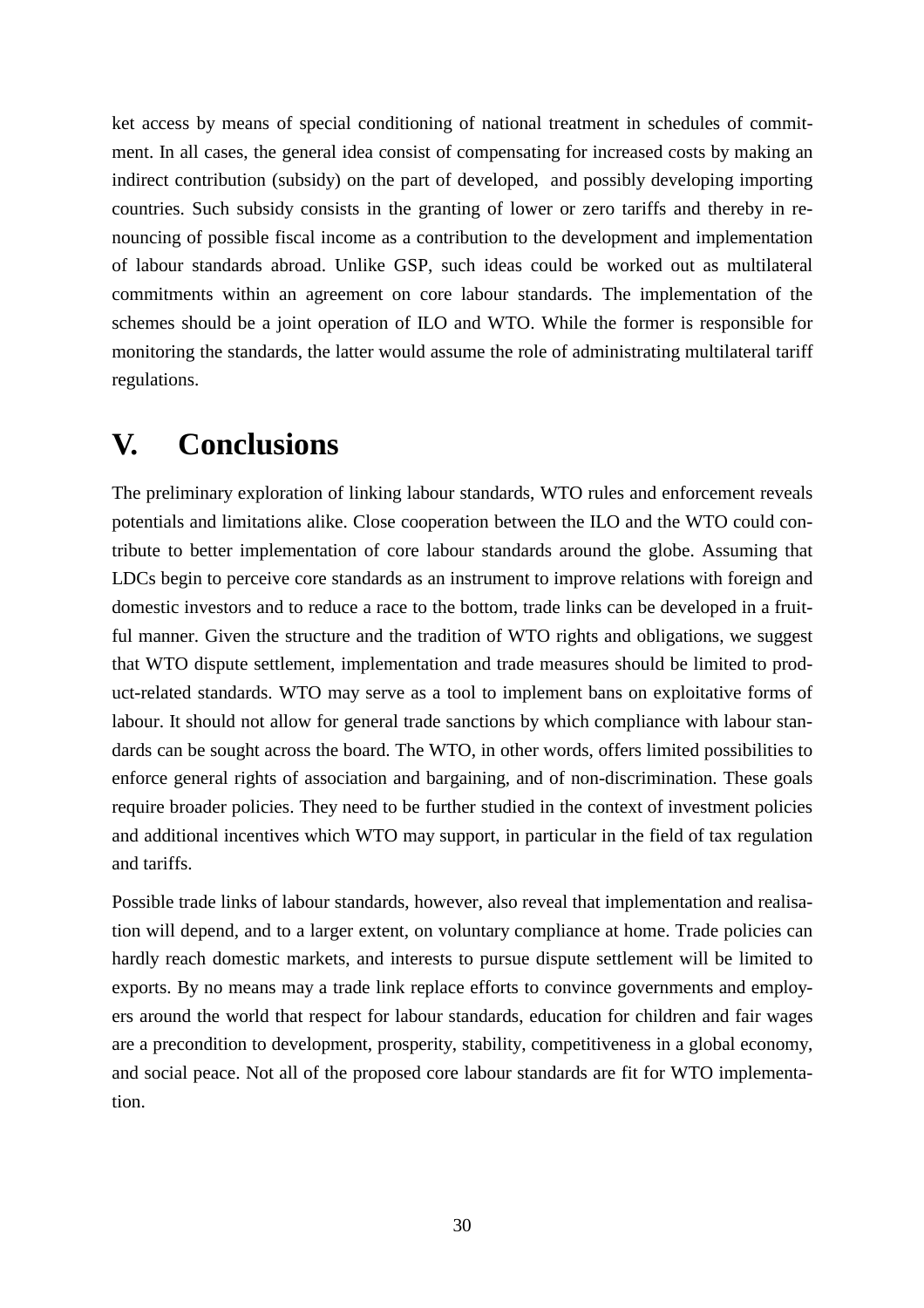ket access by means of special conditioning of national treatment in schedules of commitment. In all cases, the general idea consist of compensating for increased costs by making an indirect contribution (subsidy) on the part of developed, and possibly developing importing countries. Such subsidy consists in the granting of lower or zero tariffs and thereby in renouncing of possible fiscal income as a contribution to the development and implementation of labour standards abroad. Unlike GSP, such ideas could be worked out as multilateral commitments within an agreement on core labour standards. The implementation of the schemes should be a joint operation of ILO and WTO. While the former is responsible for monitoring the standards, the latter would assume the role of administrating multilateral tariff regulations.

# V. Conclusions

The preliminary exploration of linking labour standards, WTO rules and enforcement reveals potentials and limitations alike. Close cooperation between the ILO and the WTO could contribute to better implementation of core labour standards around the globe. Assuming that LDCs begin to perceive core standards as an instrument to improve relations with foreign and domestic investors and to reduce a race to the bottom, trade links can be developed in a fruitful manner. Given the structure and the tradition of WTO rights and obligations, we suggest that WTO dispute settlement, implementation and trade measures should be limited to product-related standards. WTO may serve as a tool to implement bans on exploitative forms of labour. It should not allow for general trade sanctions by which compliance with labour standards can be sought across the board. The WTO, in other words, offers limited possibilities to enforce general rights of association and bargaining, and of non-discrimination. These goals require broader policies. They need to be further studied in the context of investment policies and additional incentives which WTO may support, in particular in the field of tax regulation and tariffs.

Possible trade links of labour standards, however, also reveal that implementation and realisation will depend, and to a larger extent, on voluntary compliance at home. Trade policies can hardly reach domestic markets, and interests to pursue dispute settlement will be limited to exports. By no means may a trade link replace efforts to convince governments and employers around the world that respect for labour standards, education for children and fair wages are a precondition to development, prosperity, stability, competitiveness in a global economy, and social peace. Not all of the proposed core labour standards are fit for WTO implementation.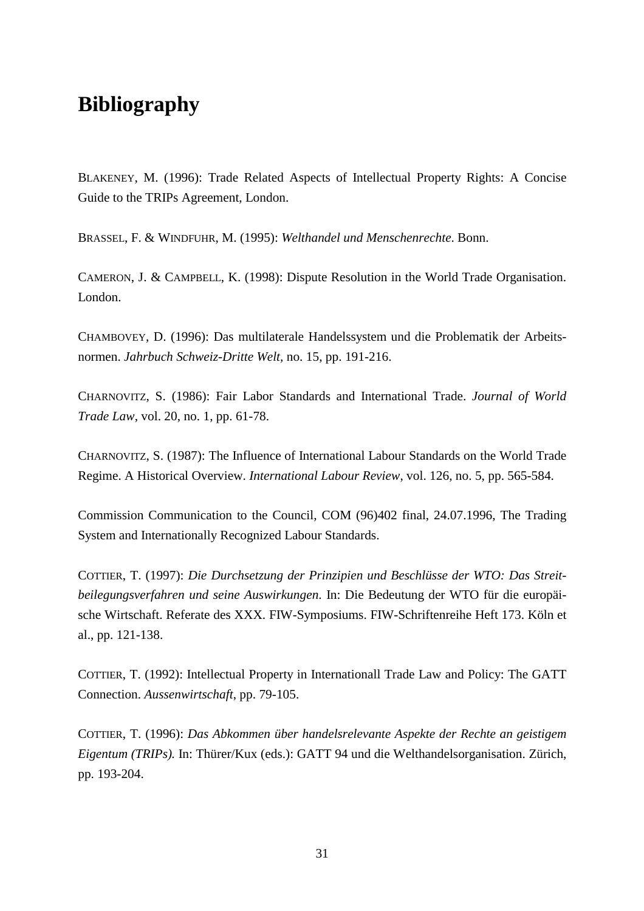# Bibliography

BLAKENEY, M. (1996): Trade Related Aspects of Intellectual Property Rights: A Concise Guide to the TRIPs Agreement, London.

BRASSEL, F. & WINDFUHR, M. (1995): *Welthandel und Menschenrechte*. Bonn.

CAMERON, J. & CAMPBELL, K. (1998): Dispute Resolution in the World Trade Organisation. London.

CHAMBOVEY, D. (1996): Das multilaterale Handelssystem und die Problematik der Arbeitsnormen. *Jahrbuch Schweiz-Dritte Welt*, no. 15, pp. 191-216.

CHARNOVITZ, S. (1986): Fair Labor Standards and International Trade. *Journal of World Trade Law*, vol. 20, no. 1, pp. 61-78.

CHARNOVITZ, S. (1987): The Influence of International Labour Standards on the World Trade Regime. A Historical Overview. *International Labour Review*, vol. 126, no. 5, pp. 565-584.

Commission Communication to the Council, COM (96)402 final, 24.07.1996, The Trading System and Internationally Recognized Labour Standards.

COTTIER, T. (1997): *Die Durchsetzung der Prinzipien und Beschlüsse der WTO: Das Streitbeilegungsverfahren und seine Auswirkungen*. In: Die Bedeutung der WTO für die europäische Wirtschaft. Referate des XXX. FIW-Symposiums. FIW-Schriftenreihe Heft 173. Köln et al., pp. 121-138.

COTTIER, T. (1992): Intellectual Property in Internationall Trade Law and Policy: The GATT Connection. *Aussenwirtschaft*, pp. 79-105.

COTTIER, T. (1996): *Das Abkommen über handelsrelevante Aspekte der Rechte an geistigem Eigentum (TRIPs).* In: Thürer/Kux (eds.): GATT 94 und die Welthandelsorganisation. Zürich, pp. 193-204.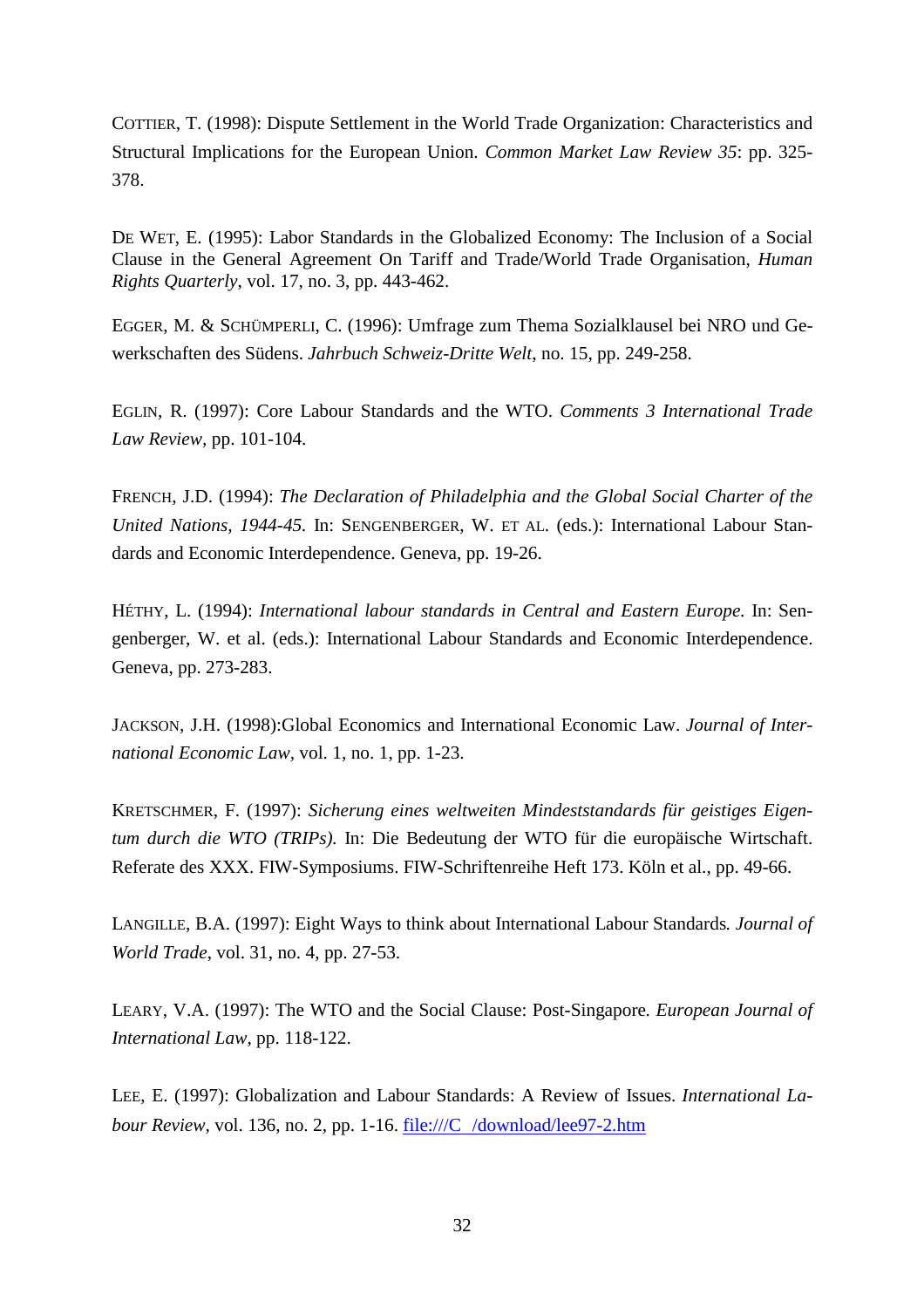COTTIER, T. (1998): Dispute Settlement in the World Trade Organization: Characteristics and Structural Implications for the European Union. *Common Market Law Review 35*: pp. 325-378.

DE WET, E. (1995): Labor Standards in the Globalized Economy: The Inclusion of a Social Clause in the General Agreement On Tariff and Trade/World Trade Organisation, *Human Rights Quarterly*, vol. 17, no. 3, pp. 443-462.

EGGER, M. & SCHÜMPERLI, C. (1996): Umfrage zum Thema Sozialklausel bei NRO und Gewerkschaften des Südens. *Jahrbuch Schweiz-Dritte Welt*, no. 15, pp. 249-258.

EGLIN, R. (1997): Core Labour Standards and the WTO. *Comments 3 International Trade Law Review*, pp. 101-104.

FRENCH, J.D. (1994): *The Declaration of Philadelphia and the Global Social Charter of the United Nations, 1944-45.* In: SENGENBERGER, W. ET AL. (eds.): International Labour Standards and Economic Interdependence. Geneva, pp. 19-26.

HÉTHY, L. (1994): *International labour standards in Central and Eastern Europe.* In: Sengenberger, W. et al. (eds.): International Labour Standards and Economic Interdependence. Geneva, pp. 273-283.

JACKSON, J.H. (1998):Global Economics and International Economic Law. *Journal of International Economic Law*, vol. 1, no. 1, pp. 1-23.

KRETSCHMER, F. (1997): *Sicherung eines weltweiten Mindeststandards für geistiges Eigentum durch die WTO (TRIPs).* In: Die Bedeutung der WTO für die europäische Wirtschaft. Referate des XXX. FIW-Symposiums. FIW-Schriftenreihe Heft 173. Köln et al., pp. 49-66.

LANGILLE, B.A. (1997): Eight Ways to think about International Labour Standards*. Journal of World Trade*, vol. 31, no. 4, pp. 27-53.

LEARY, V.A. (1997): The WTO and the Social Clause: Post-Singapore*. European Journal of International Law*, pp. 118-122.

LEE, E. (1997): Globalization and Labour Standards: A Review of Issues. *International Labour Review*, vol. 136, no. 2, pp. 1-16. file:///C_/download/lee97-2.htm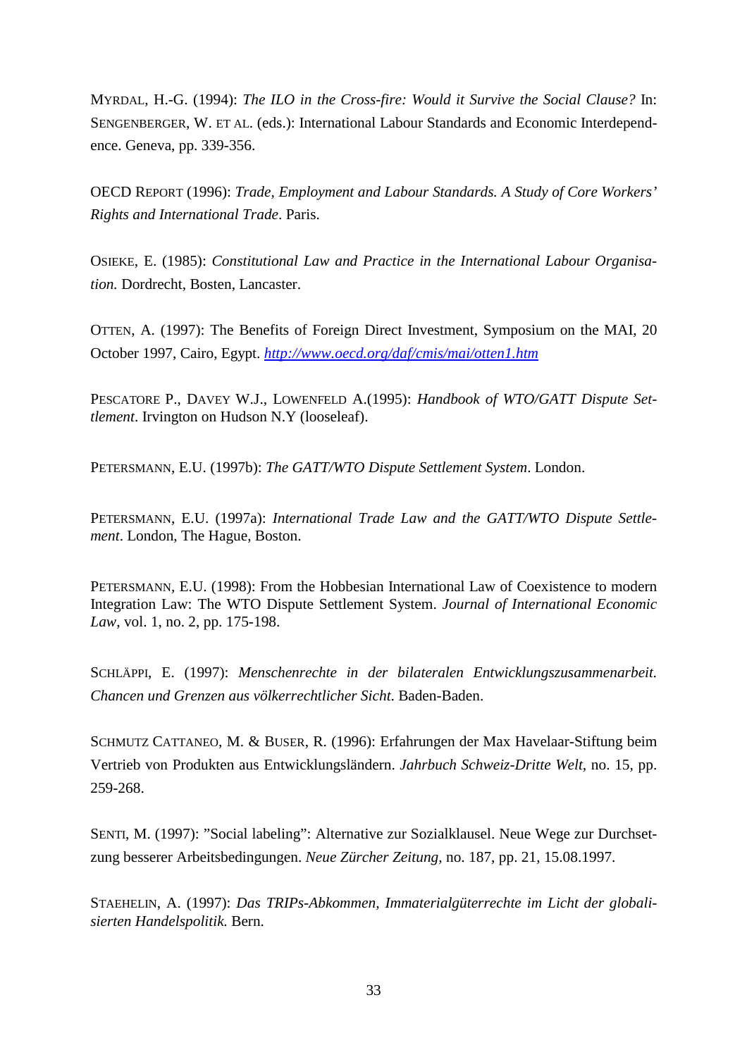MYRDAL, H.-G. (1994): *The ILO in the Cross-fire: Would it Survive the Social Clause?* In: SENGENBERGER, W. ET AL. (eds.): International Labour Standards and Economic Interdependence. Geneva, pp. 339-356.

OECD REPORT (1996): *Trade, Employment and Labour Standards. A Study of Core Workers' Rights and International Trade*. Paris.

OSIEKE, E. (1985): *Constitutional Law and Practice in the International Labour Organisation.* Dordrecht, Bosten, Lancaster.

OTTEN, A. (1997): The Benefits of Foreign Direct Investment, Symposium on the MAI, 20 October 1997, Cairo, Egypt. *http://www.oecd.org/daf/cmis/mai/otten1.htm*

PESCATORE P., DAVEY W.J., LOWENFELD A.(1995): *Handbook of WTO/GATT Dispute Settlement*. Irvington on Hudson N.Y (looseleaf).

PETERSMANN, E.U. (1997b): *The GATT/WTO Dispute Settlement System*. London.

PETERSMANN, E.U. (1997a): *International Trade Law and the GATT/WTO Dispute Settlement*. London, The Hague, Boston.

PETERSMANN, E.U. (1998): From the Hobbesian International Law of Coexistence to modern Integration Law: The WTO Dispute Settlement System. *Journal of International Economic Law*, vol. 1, no. 2, pp. 175-198.

SCHLÄPPI, E. (1997): *Menschenrechte in der bilateralen Entwicklungszusammenarbeit. Chancen und Grenzen aus völkerrechtlicher Sicht*. Baden-Baden.

SCHMUTZ CATTANEO, M. & BUSER, R. (1996): Erfahrungen der Max Havelaar-Stiftung beim Vertrieb von Produkten aus Entwicklungsländern. *Jahrbuch Schweiz-Dritte Welt,* no. 15, pp. 259-268.

SENTI, M. (1997): "Social labeling": Alternative zur Sozialklausel. Neue Wege zur Durchsetzung besserer Arbeitsbedingungen. *Neue Zürcher Zeitung,* no. 187, pp. 21, 15.08.1997.

STAEHELIN, A. (1997): *Das TRIPs-Abkommen, Immaterialgüterrechte im Licht der globalisierten Handelspolitik.* Bern.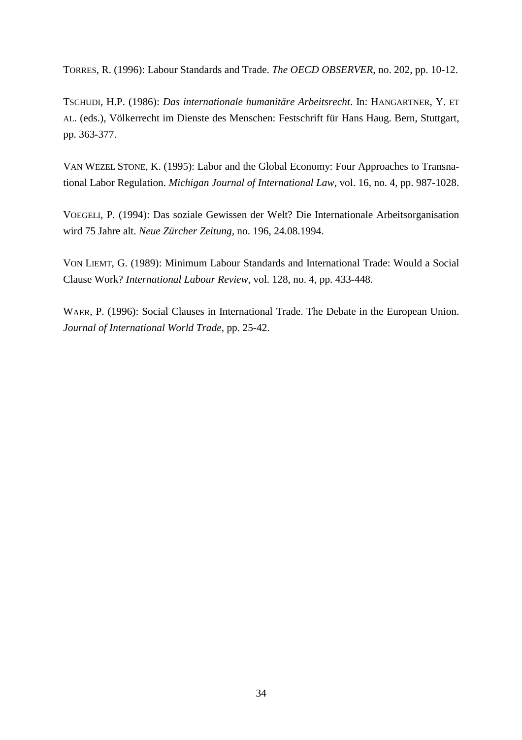TORRES, R. (1996): Labour Standards and Trade. *The OECD OBSERVER*, no. 202, pp. 10-12.

TSCHUDI, H.P. (1986): *Das internationale humanitäre Arbeitsrecht*. In: HANGARTNER, Y. ET AL. (eds.), Völkerrecht im Dienste des Menschen: Festschrift für Hans Haug. Bern, Stuttgart, pp. 363-377.

VAN WEZEL STONE, K. (1995): Labor and the Global Economy: Four Approaches to Transnational Labor Regulation. *Michigan Journal of International Law*, vol. 16, no. 4, pp. 987-1028.

VOEGELI, P. (1994): Das soziale Gewissen der Welt? Die Internationale Arbeitsorganisation wird 75 Jahre alt. *Neue Zürcher Zeitung*, no. 196, 24.08.1994.

VON LIEMT, G. (1989): Minimum Labour Standards and International Trade: Would a Social Clause Work? *International Labour Review*, vol. 128, no. 4, pp. 433-448.

WAER, P. (1996): Social Clauses in International Trade. The Debate in the European Union. *Journal of International World Trade*, pp. 25-42.